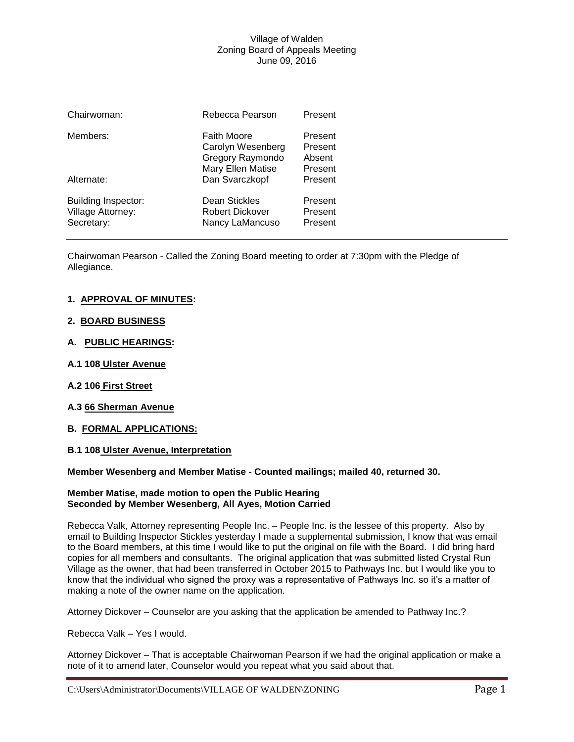Village of Walden
Zoning Board of Appeals Meeting
June 09, 2016

| | | |
|---|---|---|
| Chairwoman: | Rebecca Pearson | Present |
| Members: | Faith Moore | Present |
| | Carolyn Wesenberg | Present |
| | Gregory Raymondo | Absent |
| | Mary Ellen Matise | Present |
| Alternate: | Dan Svarczkopf | Present |
| Building Inspector: | Dean Stickles | Present |
| Village Attorney: | Robert Dickover | Present |
| Secretary: | Nancy LaMancuso | Present |

---

Chairwoman Pearson - Called the Zoning Board meeting to order at 7:30pm with the Pledge of Allegiance.

**1. APPROVAL OF MINUTES:**

**2. BOARD BUSINESS**

**A. PUBLIC HEARINGS:**

**A.1 108 Ulster Avenue**

**A.2 106 First Street**

**A.3 66 Sherman Avenue**

**B. FORMAL APPLICATIONS:**

**B.1 108 Ulster Avenue, Interpretation**

**Member Wesenberg and Member Matise - Counted mailings; mailed 40, returned 30.**

**Member Matise, made motion to open the Public Hearing**
**Seconded by Member Wesenberg, All Ayes, Motion Carried**

Rebecca Valk, Attorney representing People Inc. – People Inc. is the lessee of this property. Also by email to Building Inspector Stickles yesterday I made a supplemental submission, I know that was email to the Board members, at this time I would like to put the original on file with the Board. I did bring hard copies for all members and consultants. The original application that was submitted listed Crystal Run Village as the owner, that had been transferred in October 2015 to Pathways Inc. but I would like you to know that the individual who signed the proxy was a representative of Pathways Inc. so it's a matter of making a note of the owner name on the application.

Attorney Dickover – Counselor are you asking that the application be amended to Pathway Inc.?

Rebecca Valk – Yes I would.

Attorney Dickover – That is acceptable Chairwoman Pearson if we had the original application or make a note of it to amend later, Counselor would you repeat what you said about that.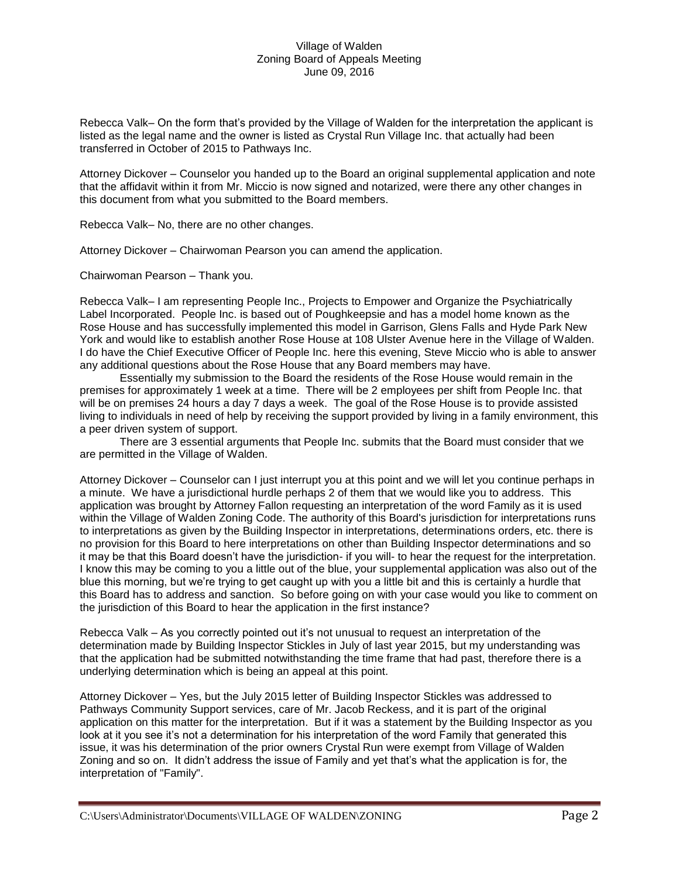Rebecca Valk– On the form that's provided by the Village of Walden for the interpretation the applicant is listed as the legal name and the owner is listed as Crystal Run Village Inc. that actually had been transferred in October of 2015 to Pathways Inc.

Attorney Dickover – Counselor you handed up to the Board an original supplemental application and note that the affidavit within it from Mr. Miccio is now signed and notarized, were there any other changes in this document from what you submitted to the Board members.

Rebecca Valk– No, there are no other changes.

Attorney Dickover – Chairwoman Pearson you can amend the application.

Chairwoman Pearson – Thank you.

Rebecca Valk– I am representing People Inc., Projects to Empower and Organize the Psychiatrically Label Incorporated. People Inc. is based out of Poughkeepsie and has a model home known as the Rose House and has successfully implemented this model in Garrison, Glens Falls and Hyde Park New York and would like to establish another Rose House at 108 Ulster Avenue here in the Village of Walden. I do have the Chief Executive Officer of People Inc. here this evening, Steve Miccio who is able to answer any additional questions about the Rose House that any Board members may have.

Essentially my submission to the Board the residents of the Rose House would remain in the premises for approximately 1 week at a time. There will be 2 employees per shift from People Inc. that will be on premises 24 hours a day 7 days a week. The goal of the Rose House is to provide assisted living to individuals in need of help by receiving the support provided by living in a family environment, this a peer driven system of support.

There are 3 essential arguments that People Inc. submits that the Board must consider that we are permitted in the Village of Walden.

Attorney Dickover – Counselor can I just interrupt you at this point and we will let you continue perhaps in a minute. We have a jurisdictional hurdle perhaps 2 of them that we would like you to address. This application was brought by Attorney Fallon requesting an interpretation of the word Family as it is used within the Village of Walden Zoning Code. The authority of this Board's jurisdiction for interpretations runs to interpretations as given by the Building Inspector in interpretations, determinations orders, etc. there is no provision for this Board to here interpretations on other than Building Inspector determinations and so it may be that this Board doesn't have the jurisdiction- if you will- to hear the request for the interpretation. I know this may be coming to you a little out of the blue, your supplemental application was also out of the blue this morning, but we're trying to get caught up with you a little bit and this is certainly a hurdle that this Board has to address and sanction. So before going on with your case would you like to comment on the jurisdiction of this Board to hear the application in the first instance?

Rebecca Valk – As you correctly pointed out it's not unusual to request an interpretation of the determination made by Building Inspector Stickles in July of last year 2015, but my understanding was that the application had be submitted notwithstanding the time frame that had past, therefore there is a underlying determination which is being an appeal at this point.

Attorney Dickover – Yes, but the July 2015 letter of Building Inspector Stickles was addressed to Pathways Community Support services, care of Mr. Jacob Reckess, and it is part of the original application on this matter for the interpretation. But if it was a statement by the Building Inspector as you look at it you see it's not a determination for his interpretation of the word Family that generated this issue, it was his determination of the prior owners Crystal Run were exempt from Village of Walden Zoning and so on. It didn't address the issue of Family and yet that's what the application is for, the interpretation of "Family".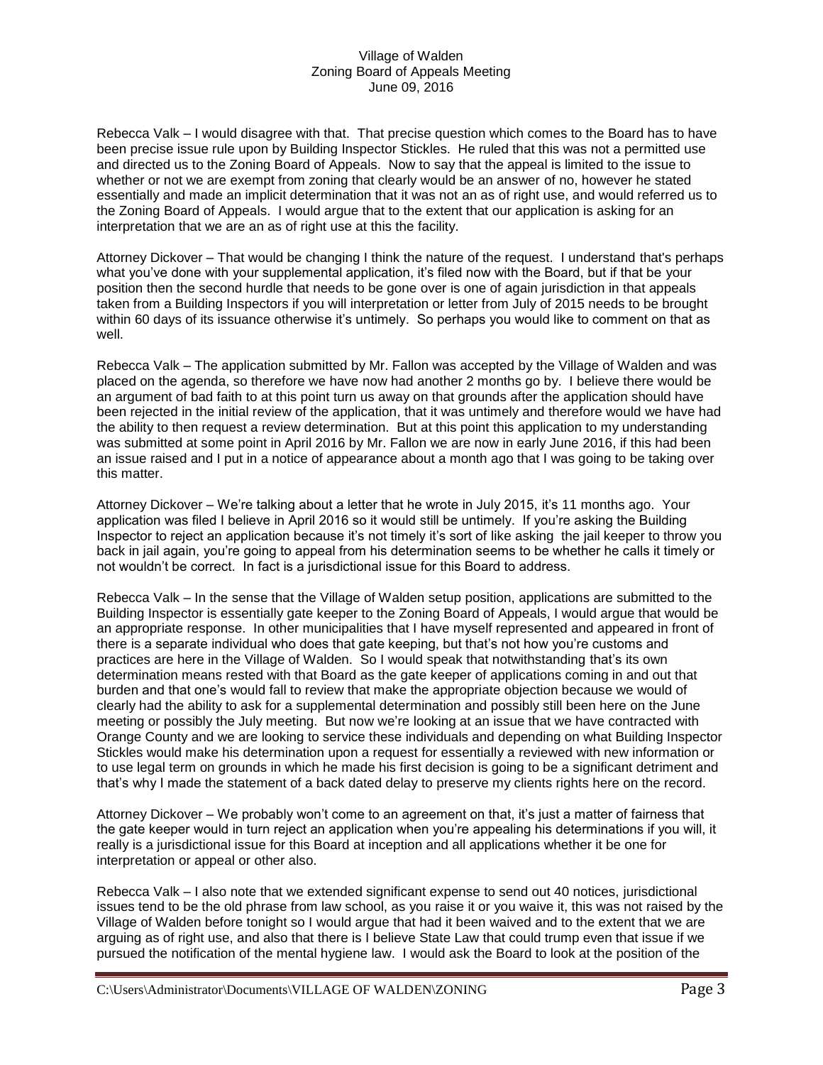Rebecca Valk – I would disagree with that. That precise question which comes to the Board has to have been precise issue rule upon by Building Inspector Stickles. He ruled that this was not a permitted use and directed us to the Zoning Board of Appeals. Now to say that the appeal is limited to the issue to whether or not we are exempt from zoning that clearly would be an answer of no, however he stated essentially and made an implicit determination that it was not an as of right use, and would referred us to the Zoning Board of Appeals. I would argue that to the extent that our application is asking for an interpretation that we are an as of right use at this the facility.

Attorney Dickover – That would be changing I think the nature of the request. I understand that's perhaps what you've done with your supplemental application, it's filed now with the Board, but if that be your position then the second hurdle that needs to be gone over is one of again jurisdiction in that appeals taken from a Building Inspectors if you will interpretation or letter from July of 2015 needs to be brought within 60 days of its issuance otherwise it's untimely. So perhaps you would like to comment on that as well.

Rebecca Valk – The application submitted by Mr. Fallon was accepted by the Village of Walden and was placed on the agenda, so therefore we have now had another 2 months go by. I believe there would be an argument of bad faith to at this point turn us away on that grounds after the application should have been rejected in the initial review of the application, that it was untimely and therefore would we have had the ability to then request a review determination. But at this point this application to my understanding was submitted at some point in April 2016 by Mr. Fallon we are now in early June 2016, if this had been an issue raised and I put in a notice of appearance about a month ago that I was going to be taking over this matter.

Attorney Dickover – We're talking about a letter that he wrote in July 2015, it's 11 months ago. Your application was filed I believe in April 2016 so it would still be untimely. If you're asking the Building Inspector to reject an application because it's not timely it's sort of like asking the jail keeper to throw you back in jail again, you're going to appeal from his determination seems to be whether he calls it timely or not wouldn't be correct. In fact is a jurisdictional issue for this Board to address.

Rebecca Valk – In the sense that the Village of Walden setup position, applications are submitted to the Building Inspector is essentially gate keeper to the Zoning Board of Appeals, I would argue that would be an appropriate response. In other municipalities that I have myself represented and appeared in front of there is a separate individual who does that gate keeping, but that's not how you're customs and practices are here in the Village of Walden. So I would speak that notwithstanding that's its own determination means rested with that Board as the gate keeper of applications coming in and out that burden and that one's would fall to review that make the appropriate objection because we would of clearly had the ability to ask for a supplemental determination and possibly still been here on the June meeting or possibly the July meeting. But now we're looking at an issue that we have contracted with Orange County and we are looking to service these individuals and depending on what Building Inspector Stickles would make his determination upon a request for essentially a reviewed with new information or to use legal term on grounds in which he made his first decision is going to be a significant detriment and that's why I made the statement of a back dated delay to preserve my clients rights here on the record.

Attorney Dickover – We probably won't come to an agreement on that, it's just a matter of fairness that the gate keeper would in turn reject an application when you're appealing his determinations if you will, it really is a jurisdictional issue for this Board at inception and all applications whether it be one for interpretation or appeal or other also.

Rebecca Valk – I also note that we extended significant expense to send out 40 notices, jurisdictional issues tend to be the old phrase from law school, as you raise it or you waive it, this was not raised by the Village of Walden before tonight so I would argue that had it been waived and to the extent that we are arguing as of right use, and also that there is I believe State Law that could trump even that issue if we pursued the notification of the mental hygiene law. I would ask the Board to look at the position of the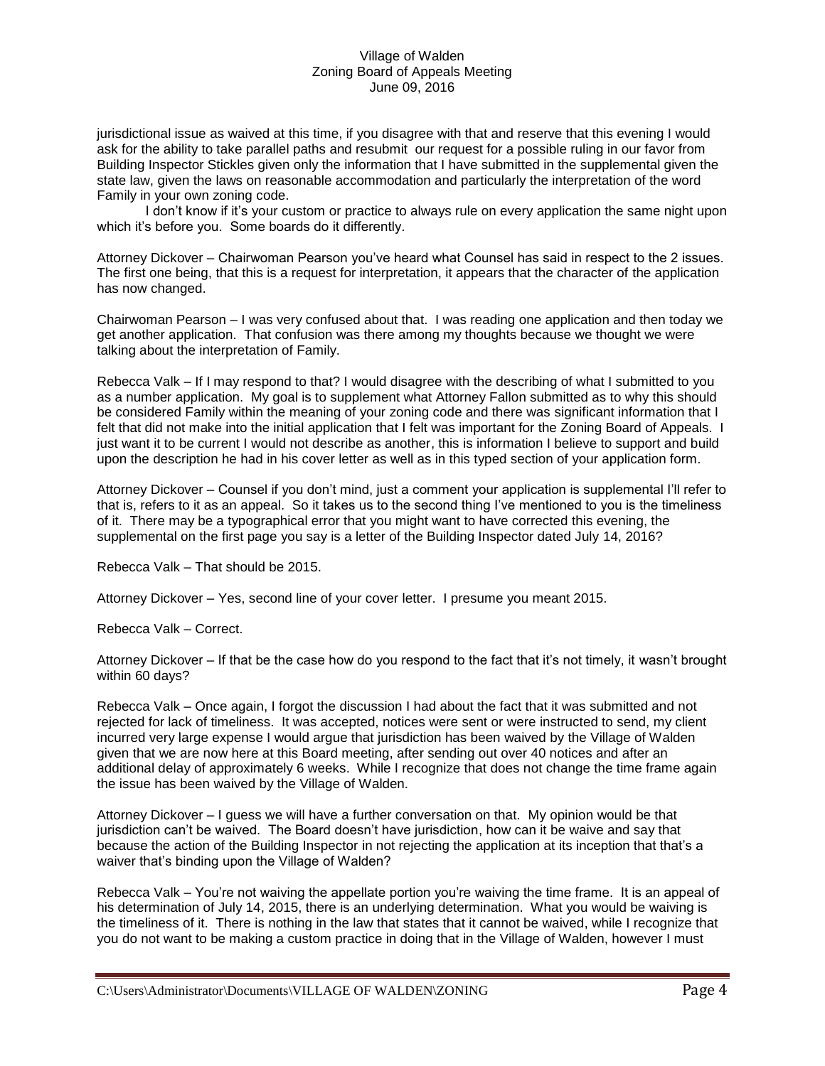jurisdictional issue as waived at this time, if you disagree with that and reserve that this evening I would ask for the ability to take parallel paths and resubmit our request for a possible ruling in our favor from Building Inspector Stickles given only the information that I have submitted in the supplemental given the state law, given the laws on reasonable accommodation and particularly the interpretation of the word Family in your own zoning code.

I don't know if it's your custom or practice to always rule on every application the same night upon which it's before you. Some boards do it differently.

Attorney Dickover – Chairwoman Pearson you've heard what Counsel has said in respect to the 2 issues. The first one being, that this is a request for interpretation, it appears that the character of the application has now changed.

Chairwoman Pearson – I was very confused about that. I was reading one application and then today we get another application. That confusion was there among my thoughts because we thought we were talking about the interpretation of Family.

Rebecca Valk – If I may respond to that? I would disagree with the describing of what I submitted to you as a number application. My goal is to supplement what Attorney Fallon submitted as to why this should be considered Family within the meaning of your zoning code and there was significant information that I felt that did not make into the initial application that I felt was important for the Zoning Board of Appeals. I just want it to be current I would not describe as another, this is information I believe to support and build upon the description he had in his cover letter as well as in this typed section of your application form.

Attorney Dickover – Counsel if you don't mind, just a comment your application is supplemental I'll refer to that is, refers to it as an appeal. So it takes us to the second thing I've mentioned to you is the timeliness of it. There may be a typographical error that you might want to have corrected this evening, the supplemental on the first page you say is a letter of the Building Inspector dated July 14, 2016?

Rebecca Valk – That should be 2015.

Attorney Dickover – Yes, second line of your cover letter. I presume you meant 2015.

Rebecca Valk – Correct.

Attorney Dickover – If that be the case how do you respond to the fact that it's not timely, it wasn't brought within 60 days?

Rebecca Valk – Once again, I forgot the discussion I had about the fact that it was submitted and not rejected for lack of timeliness. It was accepted, notices were sent or were instructed to send, my client incurred very large expense I would argue that jurisdiction has been waived by the Village of Walden given that we are now here at this Board meeting, after sending out over 40 notices and after an additional delay of approximately 6 weeks. While I recognize that does not change the time frame again the issue has been waived by the Village of Walden.

Attorney Dickover – I guess we will have a further conversation on that. My opinion would be that jurisdiction can't be waived. The Board doesn't have jurisdiction, how can it be waive and say that because the action of the Building Inspector in not rejecting the application at its inception that that's a waiver that's binding upon the Village of Walden?

Rebecca Valk – You're not waiving the appellate portion you're waiving the time frame. It is an appeal of his determination of July 14, 2015, there is an underlying determination. What you would be waiving is the timeliness of it. There is nothing in the law that states that it cannot be waived, while I recognize that you do not want to be making a custom practice in doing that in the Village of Walden, however I must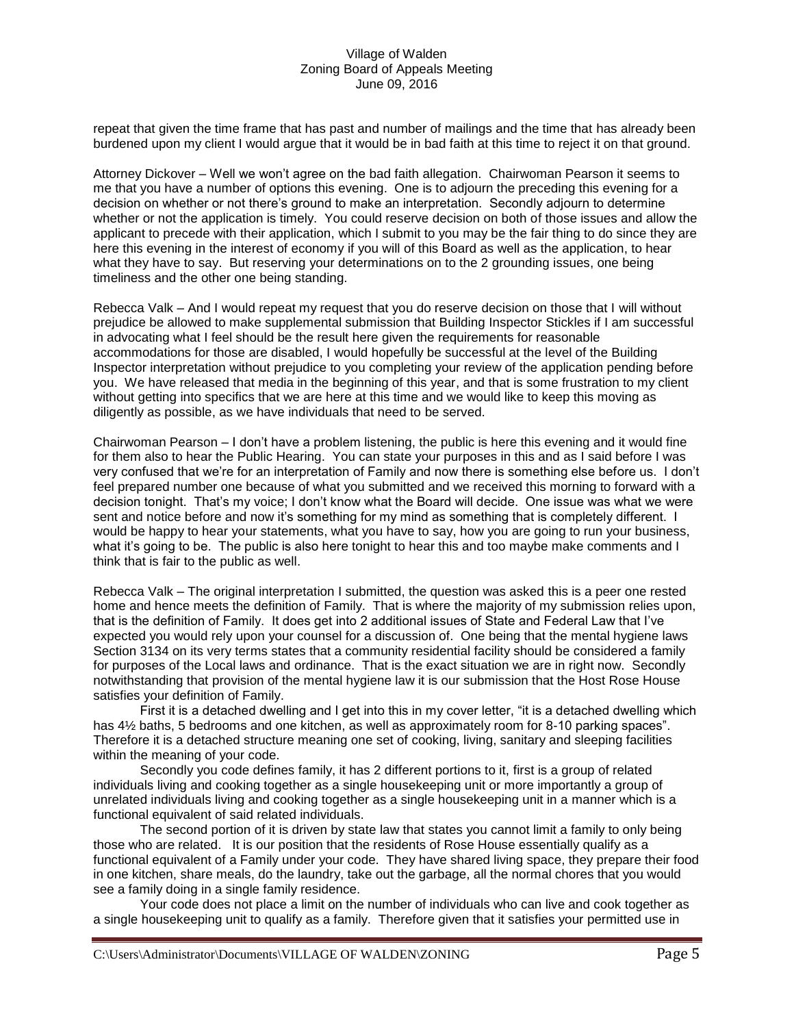repeat that given the time frame that has past and number of mailings and the time that has already been burdened upon my client I would argue that it would be in bad faith at this time to reject it on that ground.

Attorney Dickover – Well we won't agree on the bad faith allegation. Chairwoman Pearson it seems to me that you have a number of options this evening. One is to adjourn the preceding this evening for a decision on whether or not there's ground to make an interpretation. Secondly adjourn to determine whether or not the application is timely. You could reserve decision on both of those issues and allow the applicant to precede with their application, which I submit to you may be the fair thing to do since they are here this evening in the interest of economy if you will of this Board as well as the application, to hear what they have to say. But reserving your determinations on to the 2 grounding issues, one being timeliness and the other one being standing.

Rebecca Valk – And I would repeat my request that you do reserve decision on those that I will without prejudice be allowed to make supplemental submission that Building Inspector Stickles if I am successful in advocating what I feel should be the result here given the requirements for reasonable accommodations for those are disabled, I would hopefully be successful at the level of the Building Inspector interpretation without prejudice to you completing your review of the application pending before you. We have released that media in the beginning of this year, and that is some frustration to my client without getting into specifics that we are here at this time and we would like to keep this moving as diligently as possible, as we have individuals that need to be served.

Chairwoman Pearson – I don't have a problem listening, the public is here this evening and it would fine for them also to hear the Public Hearing. You can state your purposes in this and as I said before I was very confused that we're for an interpretation of Family and now there is something else before us. I don't feel prepared number one because of what you submitted and we received this morning to forward with a decision tonight. That's my voice; I don't know what the Board will decide. One issue was what we were sent and notice before and now it's something for my mind as something that is completely different. I would be happy to hear your statements, what you have to say, how you are going to run your business, what it's going to be. The public is also here tonight to hear this and too maybe make comments and I think that is fair to the public as well.

Rebecca Valk – The original interpretation I submitted, the question was asked this is a peer one rested home and hence meets the definition of Family. That is where the majority of my submission relies upon, that is the definition of Family. It does get into 2 additional issues of State and Federal Law that I've expected you would rely upon your counsel for a discussion of. One being that the mental hygiene laws Section 3134 on its very terms states that a community residential facility should be considered a family for purposes of the Local laws and ordinance. That is the exact situation we are in right now. Secondly notwithstanding that provision of the mental hygiene law it is our submission that the Host Rose House satisfies your definition of Family.

First it is a detached dwelling and I get into this in my cover letter, "it is a detached dwelling which has 4½ baths, 5 bedrooms and one kitchen, as well as approximately room for 8-10 parking spaces". Therefore it is a detached structure meaning one set of cooking, living, sanitary and sleeping facilities within the meaning of your code.

Secondly you code defines family, it has 2 different portions to it, first is a group of related individuals living and cooking together as a single housekeeping unit or more importantly a group of unrelated individuals living and cooking together as a single housekeeping unit in a manner which is a functional equivalent of said related individuals.

The second portion of it is driven by state law that states you cannot limit a family to only being those who are related. It is our position that the residents of Rose House essentially qualify as a functional equivalent of a Family under your code. They have shared living space, they prepare their food in one kitchen, share meals, do the laundry, take out the garbage, all the normal chores that you would see a family doing in a single family residence.

Your code does not place a limit on the number of individuals who can live and cook together as a single housekeeping unit to qualify as a family. Therefore given that it satisfies your permitted use in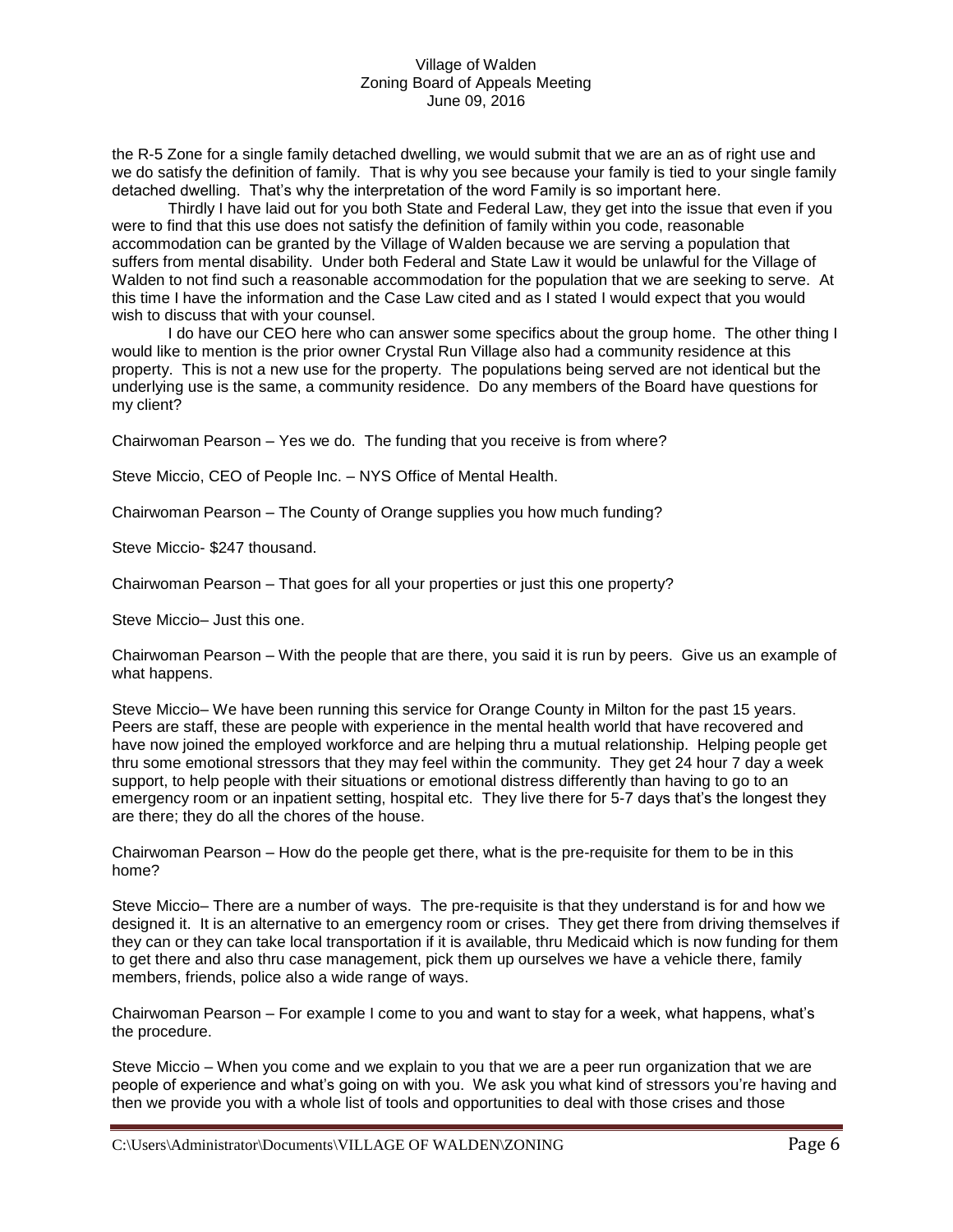the R-5 Zone for a single family detached dwelling, we would submit that we are an as of right use and we do satisfy the definition of family. That is why you see because your family is tied to your single family detached dwelling. That's why the interpretation of the word Family is so important here.

Thirdly I have laid out for you both State and Federal Law, they get into the issue that even if you were to find that this use does not satisfy the definition of family within you code, reasonable accommodation can be granted by the Village of Walden because we are serving a population that suffers from mental disability. Under both Federal and State Law it would be unlawful for the Village of Walden to not find such a reasonable accommodation for the population that we are seeking to serve. At this time I have the information and the Case Law cited and as I stated I would expect that you would wish to discuss that with your counsel.

I do have our CEO here who can answer some specifics about the group home. The other thing I would like to mention is the prior owner Crystal Run Village also had a community residence at this property. This is not a new use for the property. The populations being served are not identical but the underlying use is the same, a community residence. Do any members of the Board have questions for my client?

Chairwoman Pearson – Yes we do. The funding that you receive is from where?

Steve Miccio, CEO of People Inc. – NYS Office of Mental Health.

Chairwoman Pearson – The County of Orange supplies you how much funding?

Steve Miccio- $247 thousand.

Chairwoman Pearson – That goes for all your properties or just this one property?

Steve Miccio– Just this one.

Chairwoman Pearson – With the people that are there, you said it is run by peers. Give us an example of what happens.

Steve Miccio– We have been running this service for Orange County in Milton for the past 15 years. Peers are staff, these are people with experience in the mental health world that have recovered and have now joined the employed workforce and are helping thru a mutual relationship. Helping people get thru some emotional stressors that they may feel within the community. They get 24 hour 7 day a week support, to help people with their situations or emotional distress differently than having to go to an emergency room or an inpatient setting, hospital etc. They live there for 5-7 days that's the longest they are there; they do all the chores of the house.

Chairwoman Pearson – How do the people get there, what is the pre-requisite for them to be in this home?

Steve Miccio– There are a number of ways. The pre-requisite is that they understand is for and how we designed it. It is an alternative to an emergency room or crises. They get there from driving themselves if they can or they can take local transportation if it is available, thru Medicaid which is now funding for them to get there and also thru case management, pick them up ourselves we have a vehicle there, family members, friends, police also a wide range of ways.

Chairwoman Pearson – For example I come to you and want to stay for a week, what happens, what's the procedure.

Steve Miccio – When you come and we explain to you that we are a peer run organization that we are people of experience and what's going on with you. We ask you what kind of stressors you're having and then we provide you with a whole list of tools and opportunities to deal with those crises and those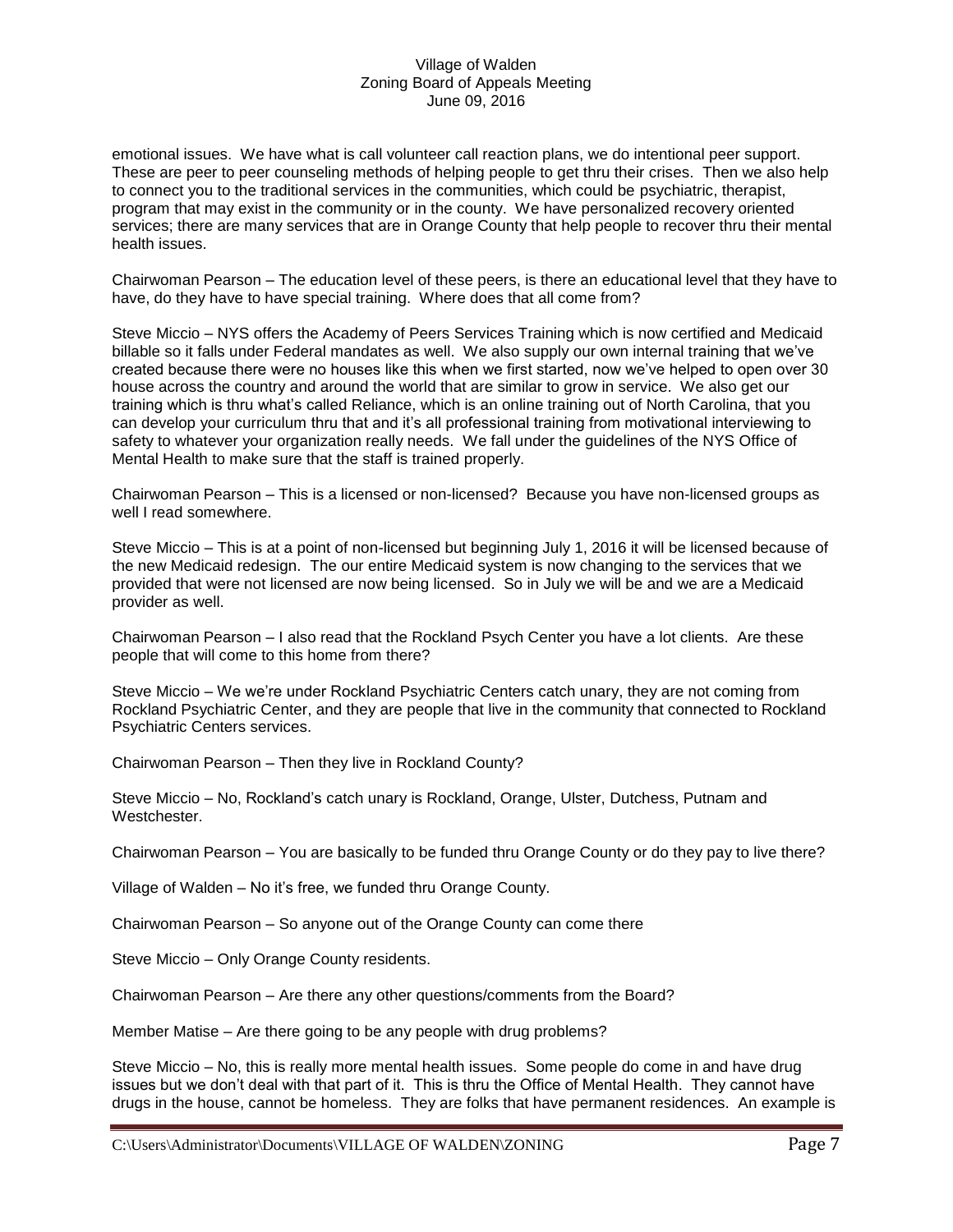emotional issues. We have what is call volunteer call reaction plans, we do intentional peer support. These are peer to peer counseling methods of helping people to get thru their crises. Then we also help to connect you to the traditional services in the communities, which could be psychiatric, therapist, program that may exist in the community or in the county. We have personalized recovery oriented services; there are many services that are in Orange County that help people to recover thru their mental health issues.

Chairwoman Pearson – The education level of these peers, is there an educational level that they have to have, do they have to have special training. Where does that all come from?

Steve Miccio – NYS offers the Academy of Peers Services Training which is now certified and Medicaid billable so it falls under Federal mandates as well. We also supply our own internal training that we've created because there were no houses like this when we first started, now we've helped to open over 30 house across the country and around the world that are similar to grow in service. We also get our training which is thru what's called Reliance, which is an online training out of North Carolina, that you can develop your curriculum thru that and it's all professional training from motivational interviewing to safety to whatever your organization really needs. We fall under the guidelines of the NYS Office of Mental Health to make sure that the staff is trained properly.

Chairwoman Pearson – This is a licensed or non-licensed? Because you have non-licensed groups as well I read somewhere.

Steve Miccio – This is at a point of non-licensed but beginning July 1, 2016 it will be licensed because of the new Medicaid redesign. The our entire Medicaid system is now changing to the services that we provided that were not licensed are now being licensed. So in July we will be and we are a Medicaid provider as well.

Chairwoman Pearson – I also read that the Rockland Psych Center you have a lot clients. Are these people that will come to this home from there?

Steve Miccio – We we're under Rockland Psychiatric Centers catch unary, they are not coming from Rockland Psychiatric Center, and they are people that live in the community that connected to Rockland Psychiatric Centers services.

Chairwoman Pearson – Then they live in Rockland County?

Steve Miccio – No, Rockland's catch unary is Rockland, Orange, Ulster, Dutchess, Putnam and Westchester.

Chairwoman Pearson – You are basically to be funded thru Orange County or do they pay to live there?

Village of Walden – No it's free, we funded thru Orange County.

Chairwoman Pearson – So anyone out of the Orange County can come there

Steve Miccio – Only Orange County residents.

Chairwoman Pearson – Are there any other questions/comments from the Board?

Member Matise – Are there going to be any people with drug problems?

Steve Miccio – No, this is really more mental health issues. Some people do come in and have drug issues but we don't deal with that part of it. This is thru the Office of Mental Health. They cannot have drugs in the house, cannot be homeless. They are folks that have permanent residences. An example is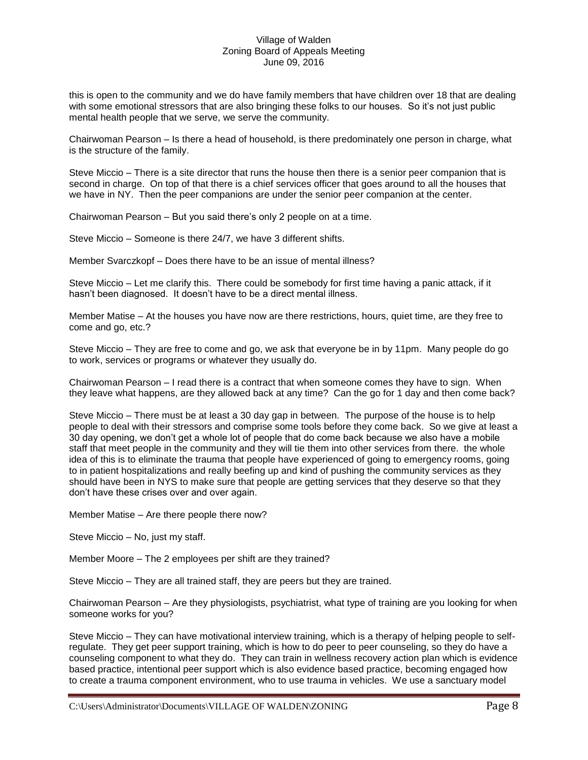this is open to the community and we do have family members that have children over 18 that are dealing with some emotional stressors that are also bringing these folks to our houses. So it's not just public mental health people that we serve, we serve the community.

Chairwoman Pearson – Is there a head of household, is there predominately one person in charge, what is the structure of the family.

Steve Miccio – There is a site director that runs the house then there is a senior peer companion that is second in charge. On top of that there is a chief services officer that goes around to all the houses that we have in NY. Then the peer companions are under the senior peer companion at the center.

Chairwoman Pearson – But you said there's only 2 people on at a time.

Steve Miccio – Someone is there 24/7, we have 3 different shifts.

Member Svarczkopf – Does there have to be an issue of mental illness?

Steve Miccio – Let me clarify this. There could be somebody for first time having a panic attack, if it hasn't been diagnosed. It doesn't have to be a direct mental illness.

Member Matise – At the houses you have now are there restrictions, hours, quiet time, are they free to come and go, etc.?

Steve Miccio – They are free to come and go, we ask that everyone be in by 11pm. Many people do go to work, services or programs or whatever they usually do.

Chairwoman Pearson – I read there is a contract that when someone comes they have to sign. When they leave what happens, are they allowed back at any time? Can the go for 1 day and then come back?

Steve Miccio – There must be at least a 30 day gap in between. The purpose of the house is to help people to deal with their stressors and comprise some tools before they come back. So we give at least a 30 day opening, we don't get a whole lot of people that do come back because we also have a mobile staff that meet people in the community and they will tie them into other services from there. the whole idea of this is to eliminate the trauma that people have experienced of going to emergency rooms, going to in patient hospitalizations and really beefing up and kind of pushing the community services as they should have been in NYS to make sure that people are getting services that they deserve so that they don't have these crises over and over again.

Member Matise – Are there people there now?

Steve Miccio – No, just my staff.

Member Moore – The 2 employees per shift are they trained?

Steve Miccio – They are all trained staff, they are peers but they are trained.

Chairwoman Pearson – Are they physiologists, psychiatrist, what type of training are you looking for when someone works for you?

Steve Miccio – They can have motivational interview training, which is a therapy of helping people to self-regulate. They get peer support training, which is how to do peer to peer counseling, so they do have a counseling component to what they do. They can train in wellness recovery action plan which is evidence based practice, intentional peer support which is also evidence based practice, becoming engaged how to create a trauma component environment, who to use trauma in vehicles. We use a sanctuary model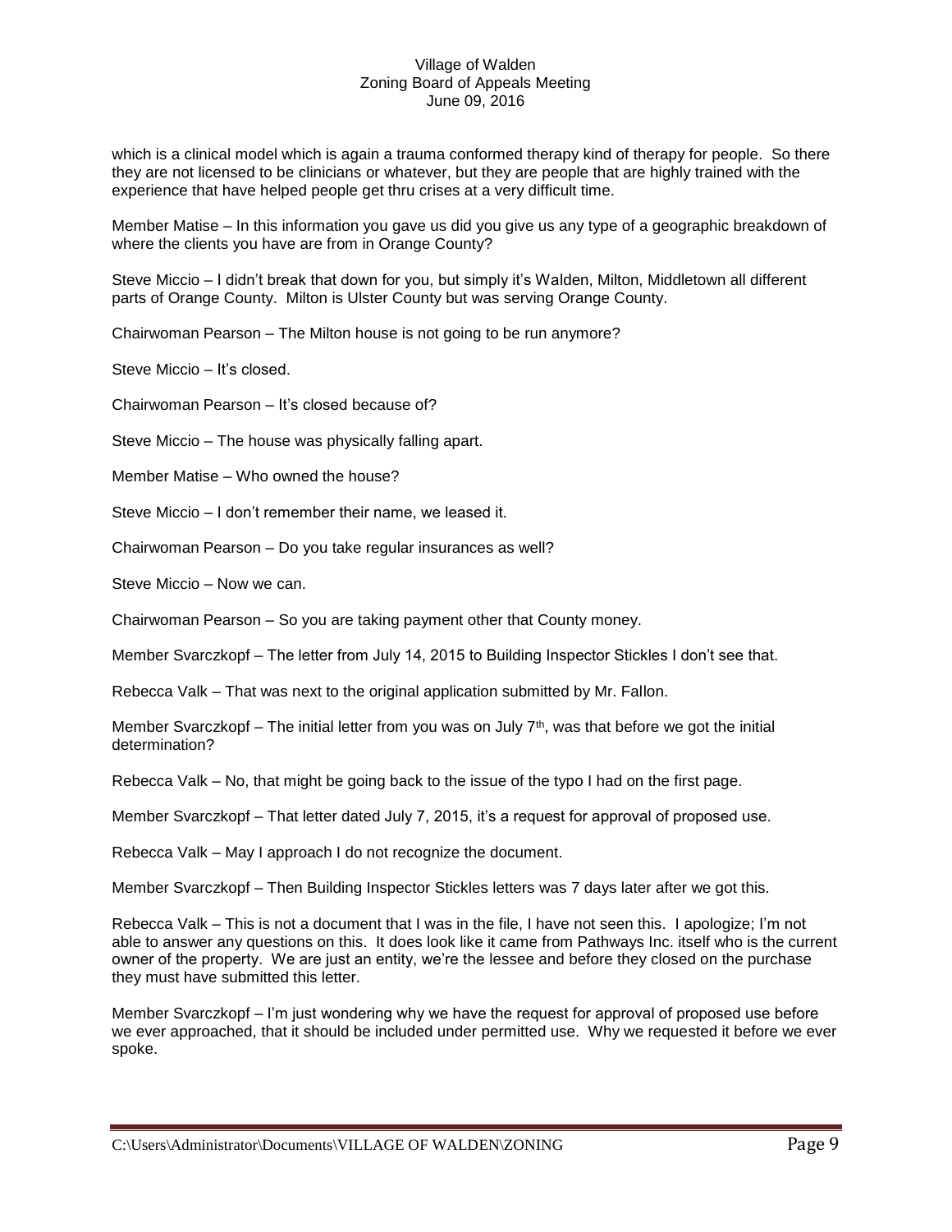which is a clinical model which is again a trauma conformed therapy kind of therapy for people. So there they are not licensed to be clinicians or whatever, but they are people that are highly trained with the experience that have helped people get thru crises at a very difficult time.

Member Matise – In this information you gave us did you give us any type of a geographic breakdown of where the clients you have are from in Orange County?

Steve Miccio – I didn't break that down for you, but simply it's Walden, Milton, Middletown all different parts of Orange County. Milton is Ulster County but was serving Orange County.

Chairwoman Pearson – The Milton house is not going to be run anymore?

Steve Miccio – It's closed.

Chairwoman Pearson – It's closed because of?

Steve Miccio – The house was physically falling apart.

Member Matise – Who owned the house?

Steve Miccio – I don't remember their name, we leased it.

Chairwoman Pearson – Do you take regular insurances as well?

Steve Miccio – Now we can.

Chairwoman Pearson – So you are taking payment other that County money.

Member Svarczkopf – The letter from July 14, 2015 to Building Inspector Stickles I don't see that.

Rebecca Valk – That was next to the original application submitted by Mr. Fallon.

Member Svarczkopf – The initial letter from you was on July 7th, was that before we got the initial determination?

Rebecca Valk – No, that might be going back to the issue of the typo I had on the first page.

Member Svarczkopf – That letter dated July 7, 2015, it's a request for approval of proposed use.

Rebecca Valk – May I approach I do not recognize the document.

Member Svarczkopf – Then Building Inspector Stickles letters was 7 days later after we got this.

Rebecca Valk – This is not a document that I was in the file, I have not seen this. I apologize; I'm not able to answer any questions on this. It does look like it came from Pathways Inc. itself who is the current owner of the property. We are just an entity, we're the lessee and before they closed on the purchase they must have submitted this letter.

Member Svarczkopf – I'm just wondering why we have the request for approval of proposed use before we ever approached, that it should be included under permitted use. Why we requested it before we ever spoke.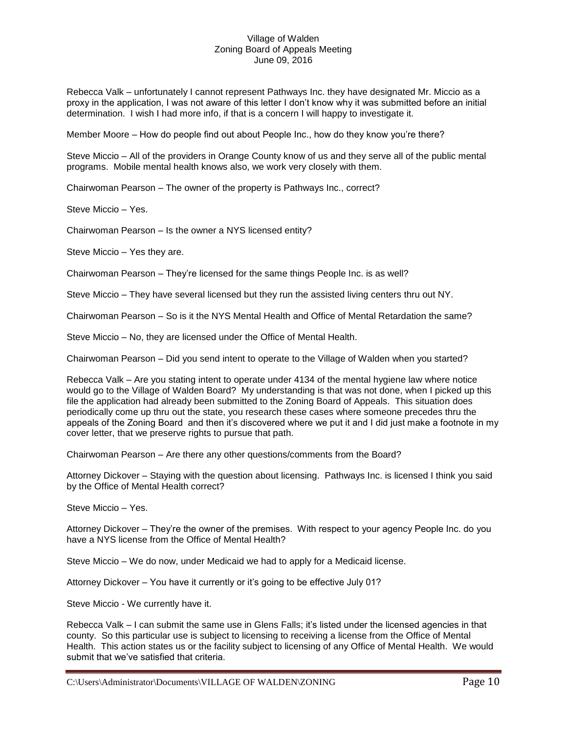Rebecca Valk – unfortunately I cannot represent Pathways Inc. they have designated Mr. Miccio as a proxy in the application, I was not aware of this letter I don't know why it was submitted before an initial determination. I wish I had more info, if that is a concern I will happy to investigate it.

Member Moore – How do people find out about People Inc., how do they know you're there?

Steve Miccio – All of the providers in Orange County know of us and they serve all of the public mental programs. Mobile mental health knows also, we work very closely with them.

Chairwoman Pearson – The owner of the property is Pathways Inc., correct?

Steve Miccio – Yes.

Chairwoman Pearson – Is the owner a NYS licensed entity?

Steve Miccio – Yes they are.

Chairwoman Pearson – They're licensed for the same things People Inc. is as well?

Steve Miccio – They have several licensed but they run the assisted living centers thru out NY.

Chairwoman Pearson – So is it the NYS Mental Health and Office of Mental Retardation the same?

Steve Miccio – No, they are licensed under the Office of Mental Health.

Chairwoman Pearson – Did you send intent to operate to the Village of Walden when you started?

Rebecca Valk – Are you stating intent to operate under 4134 of the mental hygiene law where notice would go to the Village of Walden Board? My understanding is that was not done, when I picked up this file the application had already been submitted to the Zoning Board of Appeals. This situation does periodically come up thru out the state, you research these cases where someone precedes thru the appeals of the Zoning Board and then it's discovered where we put it and I did just make a footnote in my cover letter, that we preserve rights to pursue that path.

Chairwoman Pearson – Are there any other questions/comments from the Board?

Attorney Dickover – Staying with the question about licensing. Pathways Inc. is licensed I think you said by the Office of Mental Health correct?

Steve Miccio – Yes.

Attorney Dickover – They're the owner of the premises. With respect to your agency People Inc. do you have a NYS license from the Office of Mental Health?

Steve Miccio – We do now, under Medicaid we had to apply for a Medicaid license.

Attorney Dickover – You have it currently or it's going to be effective July 01?

Steve Miccio - We currently have it.

Rebecca Valk – I can submit the same use in Glens Falls; it's listed under the licensed agencies in that county. So this particular use is subject to licensing to receiving a license from the Office of Mental Health. This action states us or the facility subject to licensing of any Office of Mental Health. We would submit that we've satisfied that criteria.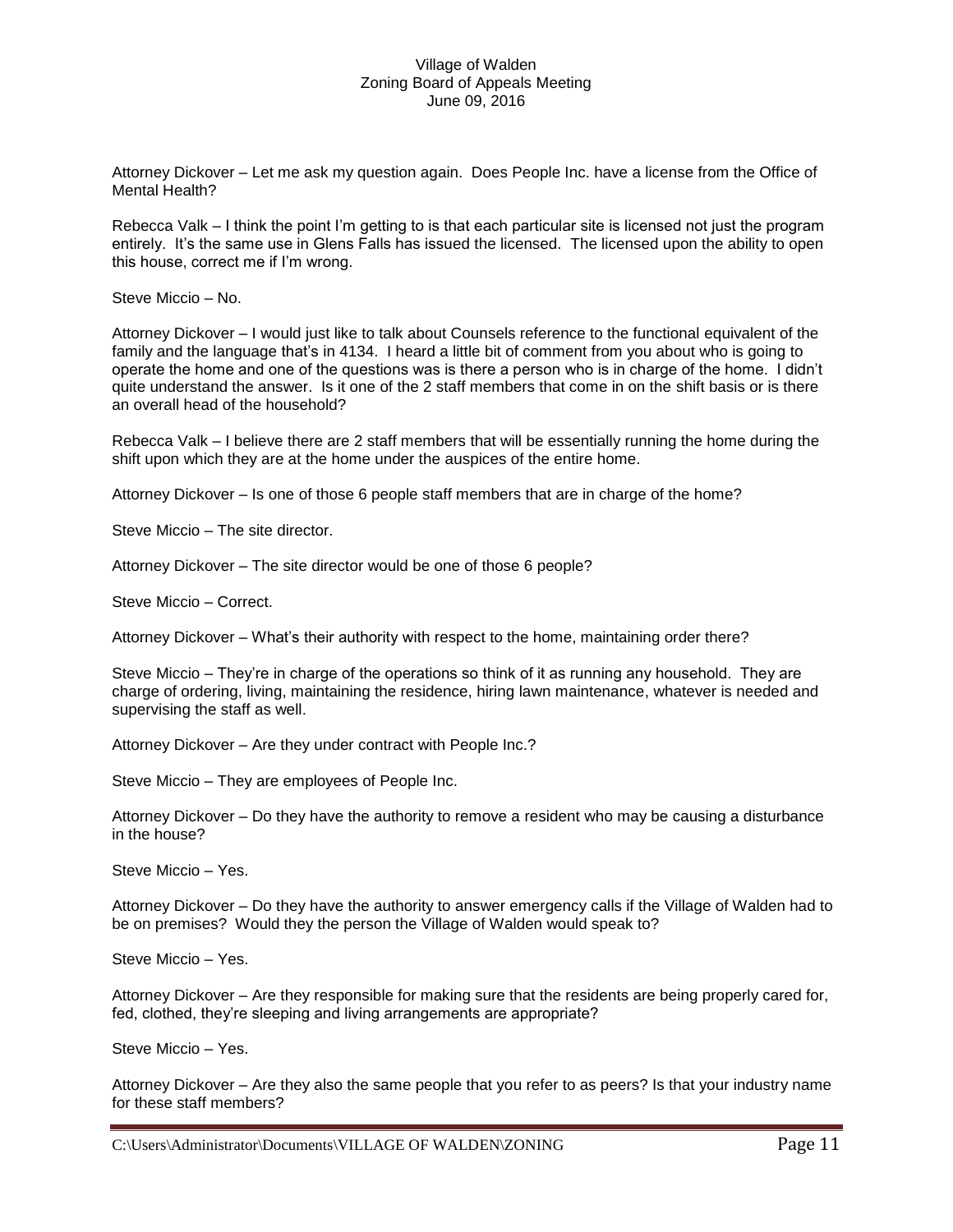Attorney Dickover – Let me ask my question again. Does People Inc. have a license from the Office of Mental Health?

Rebecca Valk – I think the point I'm getting to is that each particular site is licensed not just the program entirely. It's the same use in Glens Falls has issued the licensed. The licensed upon the ability to open this house, correct me if I'm wrong.

Steve Miccio – No.

Attorney Dickover – I would just like to talk about Counsels reference to the functional equivalent of the family and the language that's in 4134. I heard a little bit of comment from you about who is going to operate the home and one of the questions was is there a person who is in charge of the home. I didn't quite understand the answer. Is it one of the 2 staff members that come in on the shift basis or is there an overall head of the household?

Rebecca Valk – I believe there are 2 staff members that will be essentially running the home during the shift upon which they are at the home under the auspices of the entire home.

Attorney Dickover – Is one of those 6 people staff members that are in charge of the home?

Steve Miccio – The site director.

Attorney Dickover – The site director would be one of those 6 people?

Steve Miccio – Correct.

Attorney Dickover – What's their authority with respect to the home, maintaining order there?

Steve Miccio – They're in charge of the operations so think of it as running any household. They are charge of ordering, living, maintaining the residence, hiring lawn maintenance, whatever is needed and supervising the staff as well.

Attorney Dickover – Are they under contract with People Inc.?

Steve Miccio – They are employees of People Inc.

Attorney Dickover – Do they have the authority to remove a resident who may be causing a disturbance in the house?

Steve Miccio – Yes.

Attorney Dickover – Do they have the authority to answer emergency calls if the Village of Walden had to be on premises? Would they the person the Village of Walden would speak to?

Steve Miccio – Yes.

Attorney Dickover – Are they responsible for making sure that the residents are being properly cared for, fed, clothed, they're sleeping and living arrangements are appropriate?

Steve Miccio – Yes.

Attorney Dickover – Are they also the same people that you refer to as peers? Is that your industry name for these staff members?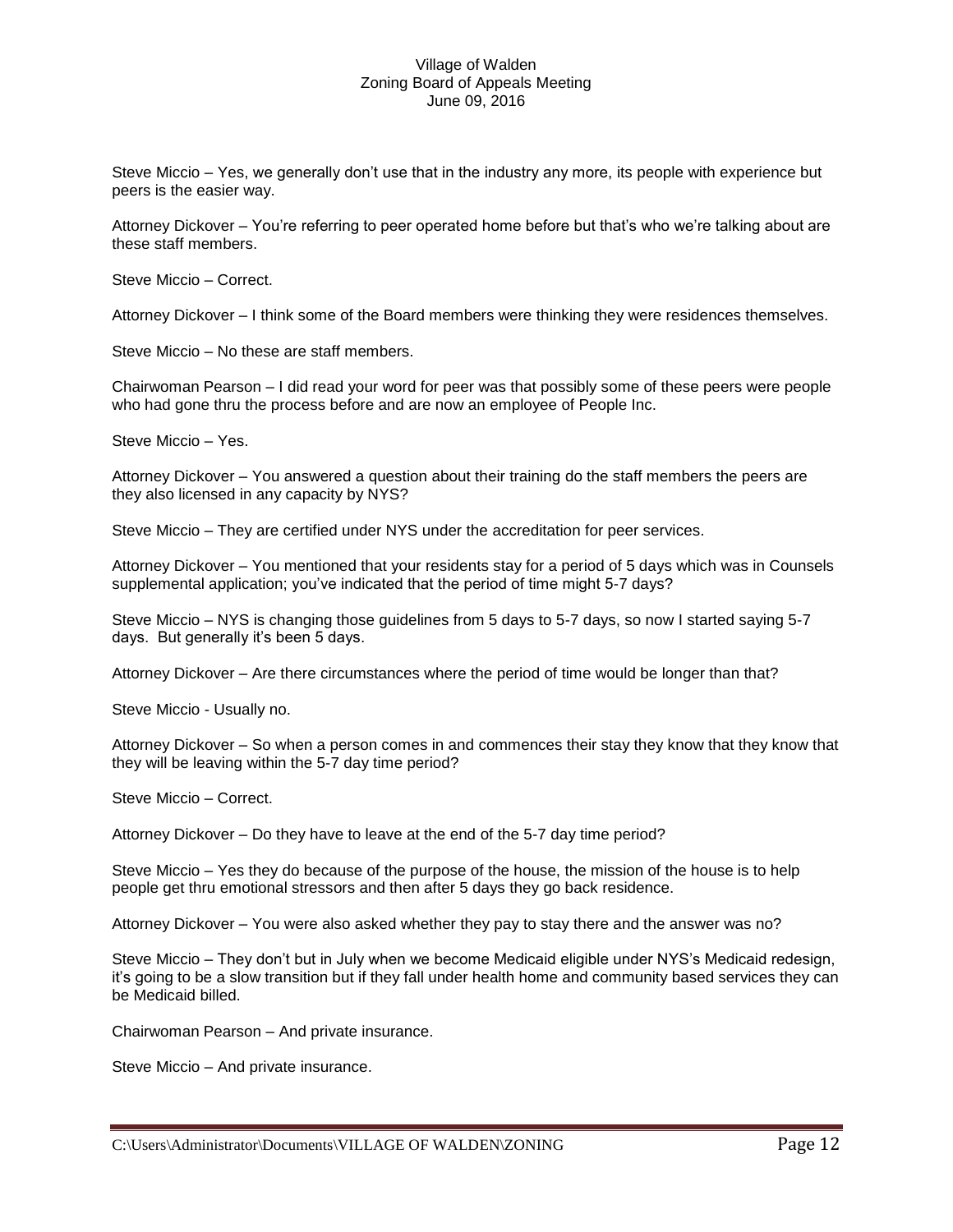Steve Miccio – Yes, we generally don't use that in the industry any more, its people with experience but peers is the easier way.

Attorney Dickover – You're referring to peer operated home before but that's who we're talking about are these staff members.

Steve Miccio – Correct.

Attorney Dickover – I think some of the Board members were thinking they were residences themselves.

Steve Miccio – No these are staff members.

Chairwoman Pearson – I did read your word for peer was that possibly some of these peers were people who had gone thru the process before and are now an employee of People Inc.

Steve Miccio – Yes.

Attorney Dickover – You answered a question about their training do the staff members the peers are they also licensed in any capacity by NYS?

Steve Miccio – They are certified under NYS under the accreditation for peer services.

Attorney Dickover – You mentioned that your residents stay for a period of 5 days which was in Counsels supplemental application; you've indicated that the period of time might 5-7 days?

Steve Miccio – NYS is changing those guidelines from 5 days to 5-7 days, so now I started saying 5-7 days. But generally it's been 5 days.

Attorney Dickover – Are there circumstances where the period of time would be longer than that?

Steve Miccio - Usually no.

Attorney Dickover – So when a person comes in and commences their stay they know that they know that they will be leaving within the 5-7 day time period?

Steve Miccio – Correct.

Attorney Dickover – Do they have to leave at the end of the 5-7 day time period?

Steve Miccio – Yes they do because of the purpose of the house, the mission of the house is to help people get thru emotional stressors and then after 5 days they go back residence.

Attorney Dickover – You were also asked whether they pay to stay there and the answer was no?

Steve Miccio – They don't but in July when we become Medicaid eligible under NYS's Medicaid redesign, it's going to be a slow transition but if they fall under health home and community based services they can be Medicaid billed.

Chairwoman Pearson – And private insurance.

Steve Miccio – And private insurance.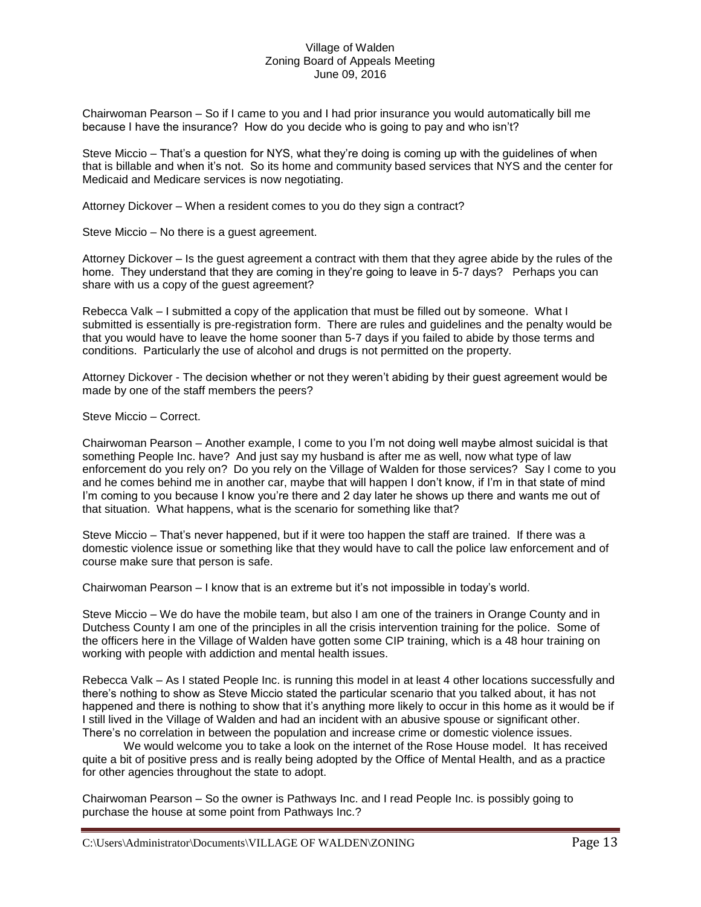Chairwoman Pearson – So if I came to you and I had prior insurance you would automatically bill me because I have the insurance? How do you decide who is going to pay and who isn't?

Steve Miccio – That's a question for NYS, what they're doing is coming up with the guidelines of when that is billable and when it's not. So its home and community based services that NYS and the center for Medicaid and Medicare services is now negotiating.

Attorney Dickover – When a resident comes to you do they sign a contract?

Steve Miccio – No there is a guest agreement.

Attorney Dickover – Is the guest agreement a contract with them that they agree abide by the rules of the home. They understand that they are coming in they're going to leave in 5-7 days? Perhaps you can share with us a copy of the guest agreement?

Rebecca Valk – I submitted a copy of the application that must be filled out by someone. What I submitted is essentially is pre-registration form. There are rules and guidelines and the penalty would be that you would have to leave the home sooner than 5-7 days if you failed to abide by those terms and conditions. Particularly the use of alcohol and drugs is not permitted on the property.

Attorney Dickover - The decision whether or not they weren't abiding by their guest agreement would be made by one of the staff members the peers?

Steve Miccio – Correct.

Chairwoman Pearson – Another example, I come to you I'm not doing well maybe almost suicidal is that something People Inc. have? And just say my husband is after me as well, now what type of law enforcement do you rely on? Do you rely on the Village of Walden for those services? Say I come to you and he comes behind me in another car, maybe that will happen I don't know, if I'm in that state of mind I'm coming to you because I know you're there and 2 day later he shows up there and wants me out of that situation. What happens, what is the scenario for something like that?

Steve Miccio – That's never happened, but if it were too happen the staff are trained. If there was a domestic violence issue or something like that they would have to call the police law enforcement and of course make sure that person is safe.

Chairwoman Pearson – I know that is an extreme but it's not impossible in today's world.

Steve Miccio – We do have the mobile team, but also I am one of the trainers in Orange County and in Dutchess County I am one of the principles in all the crisis intervention training for the police. Some of the officers here in the Village of Walden have gotten some CIP training, which is a 48 hour training on working with people with addiction and mental health issues.

Rebecca Valk – As I stated People Inc. is running this model in at least 4 other locations successfully and there's nothing to show as Steve Miccio stated the particular scenario that you talked about, it has not happened and there is nothing to show that it's anything more likely to occur in this home as it would be if I still lived in the Village of Walden and had an incident with an abusive spouse or significant other. There's no correlation in between the population and increase crime or domestic violence issues.

We would welcome you to take a look on the internet of the Rose House model. It has received quite a bit of positive press and is really being adopted by the Office of Mental Health, and as a practice for other agencies throughout the state to adopt.

Chairwoman Pearson – So the owner is Pathways Inc. and I read People Inc. is possibly going to purchase the house at some point from Pathways Inc.?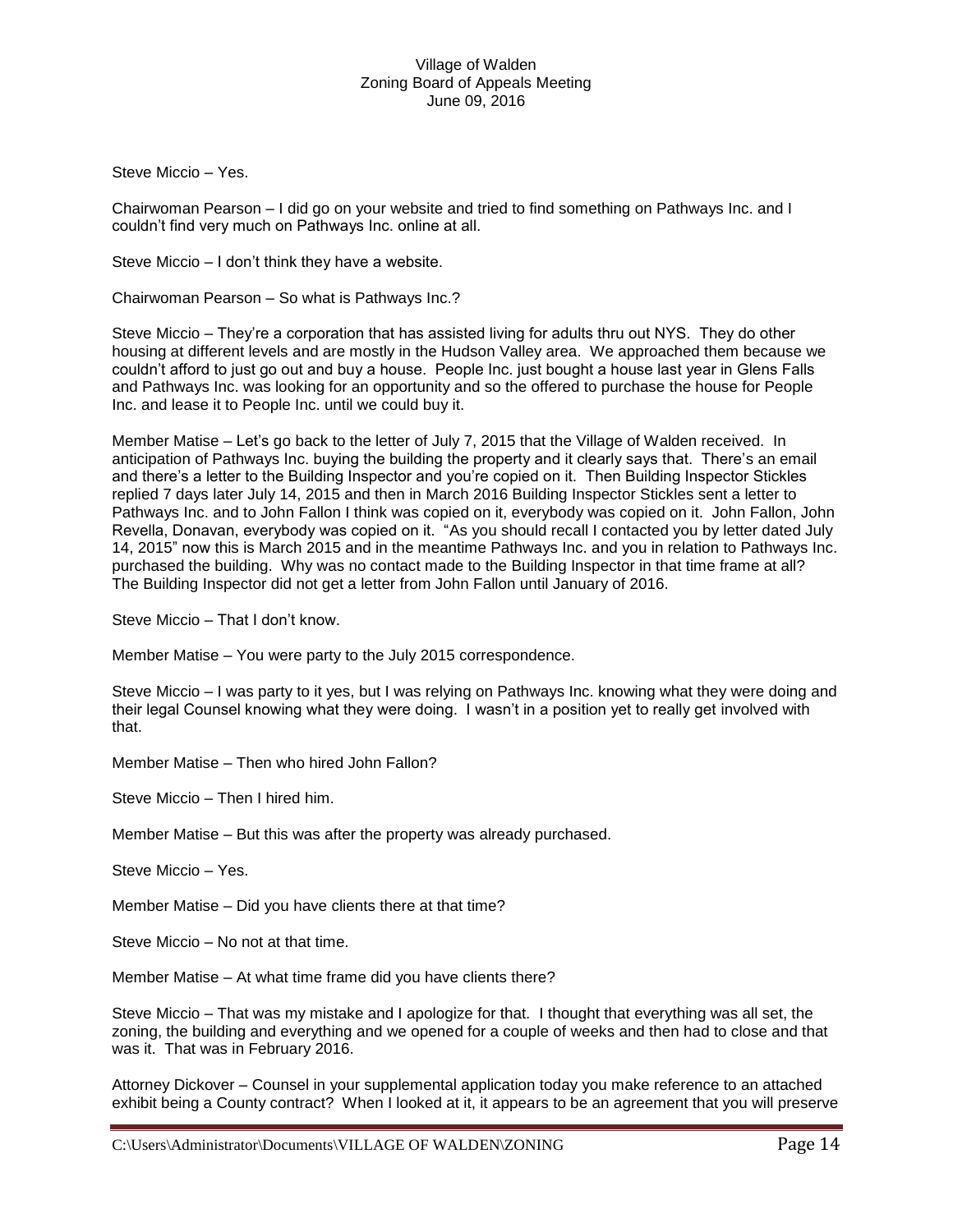Steve Miccio – Yes.

Chairwoman Pearson – I did go on your website and tried to find something on Pathways Inc. and I couldn't find very much on Pathways Inc. online at all.

Steve Miccio – I don't think they have a website.

Chairwoman Pearson – So what is Pathways Inc.?

Steve Miccio – They're a corporation that has assisted living for adults thru out NYS. They do other housing at different levels and are mostly in the Hudson Valley area. We approached them because we couldn't afford to just go out and buy a house. People Inc. just bought a house last year in Glens Falls and Pathways Inc. was looking for an opportunity and so the offered to purchase the house for People Inc. and lease it to People Inc. until we could buy it.

Member Matise – Let's go back to the letter of July 7, 2015 that the Village of Walden received. In anticipation of Pathways Inc. buying the building the property and it clearly says that. There's an email and there's a letter to the Building Inspector and you're copied on it. Then Building Inspector Stickles replied 7 days later July 14, 2015 and then in March 2016 Building Inspector Stickles sent a letter to Pathways Inc. and to John Fallon I think was copied on it, everybody was copied on it. John Fallon, John Revella, Donavan, everybody was copied on it. "As you should recall I contacted you by letter dated July 14, 2015" now this is March 2015 and in the meantime Pathways Inc. and you in relation to Pathways Inc. purchased the building. Why was no contact made to the Building Inspector in that time frame at all? The Building Inspector did not get a letter from John Fallon until January of 2016.

Steve Miccio – That I don't know.

Member Matise – You were party to the July 2015 correspondence.

Steve Miccio – I was party to it yes, but I was relying on Pathways Inc. knowing what they were doing and their legal Counsel knowing what they were doing. I wasn't in a position yet to really get involved with that.

Member Matise – Then who hired John Fallon?

Steve Miccio – Then I hired him.

Member Matise – But this was after the property was already purchased.

Steve Miccio – Yes.

Member Matise – Did you have clients there at that time?

Steve Miccio – No not at that time.

Member Matise – At what time frame did you have clients there?

Steve Miccio – That was my mistake and I apologize for that. I thought that everything was all set, the zoning, the building and everything and we opened for a couple of weeks and then had to close and that was it. That was in February 2016.

Attorney Dickover – Counsel in your supplemental application today you make reference to an attached exhibit being a County contract? When I looked at it, it appears to be an agreement that you will preserve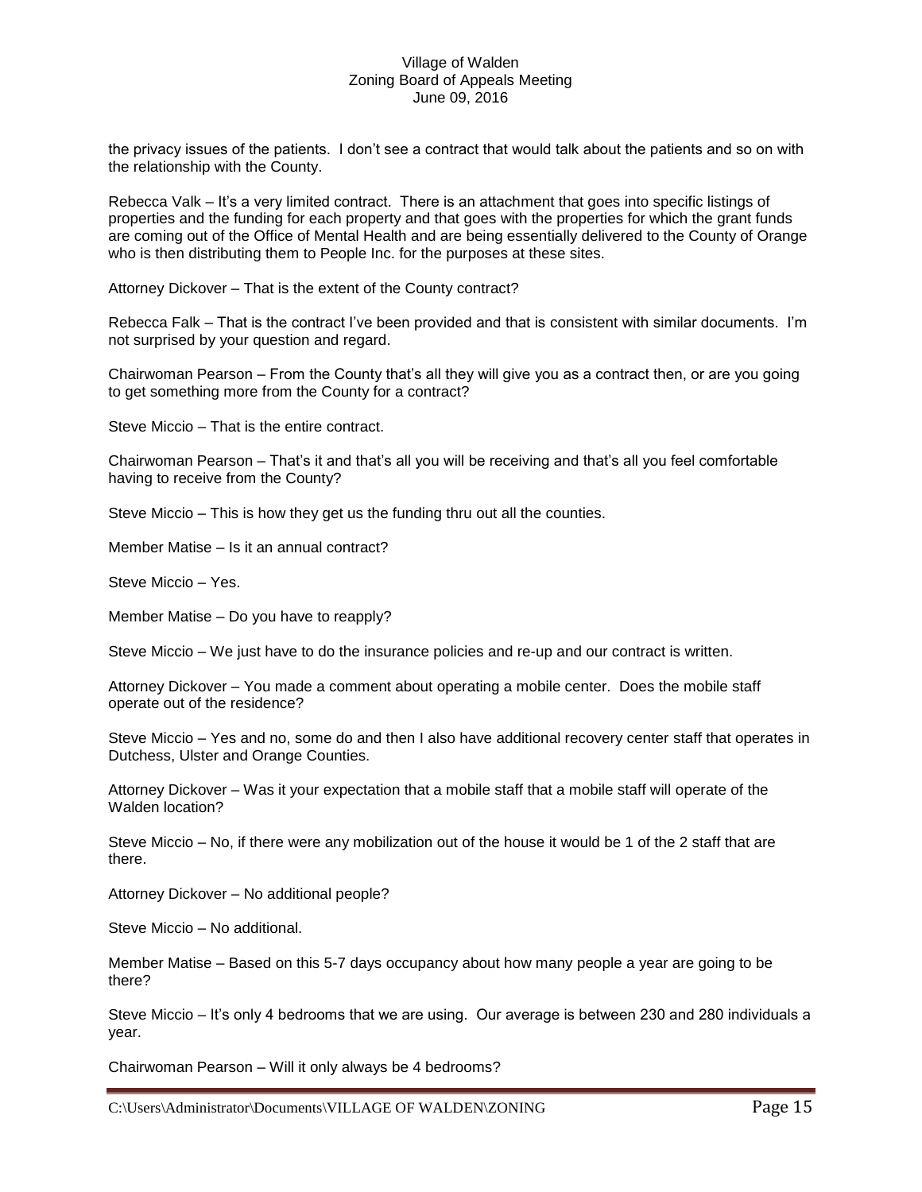the privacy issues of the patients. I don't see a contract that would talk about the patients and so on with the relationship with the County.

Rebecca Valk – It's a very limited contract. There is an attachment that goes into specific listings of properties and the funding for each property and that goes with the properties for which the grant funds are coming out of the Office of Mental Health and are being essentially delivered to the County of Orange who is then distributing them to People Inc. for the purposes at these sites.

Attorney Dickover – That is the extent of the County contract?

Rebecca Falk – That is the contract I've been provided and that is consistent with similar documents. I'm not surprised by your question and regard.

Chairwoman Pearson – From the County that's all they will give you as a contract then, or are you going to get something more from the County for a contract?

Steve Miccio – That is the entire contract.

Chairwoman Pearson – That's it and that's all you will be receiving and that's all you feel comfortable having to receive from the County?

Steve Miccio – This is how they get us the funding thru out all the counties.

Member Matise – Is it an annual contract?

Steve Miccio – Yes.

Member Matise – Do you have to reapply?

Steve Miccio – We just have to do the insurance policies and re-up and our contract is written.

Attorney Dickover – You made a comment about operating a mobile center. Does the mobile staff operate out of the residence?

Steve Miccio – Yes and no, some do and then I also have additional recovery center staff that operates in Dutchess, Ulster and Orange Counties.

Attorney Dickover – Was it your expectation that a mobile staff that a mobile staff will operate of the Walden location?

Steve Miccio – No, if there were any mobilization out of the house it would be 1 of the 2 staff that are there.

Attorney Dickover – No additional people?

Steve Miccio – No additional.

Member Matise – Based on this 5-7 days occupancy about how many people a year are going to be there?

Steve Miccio – It's only 4 bedrooms that we are using. Our average is between 230 and 280 individuals a year.

Chairwoman Pearson – Will it only always be 4 bedrooms?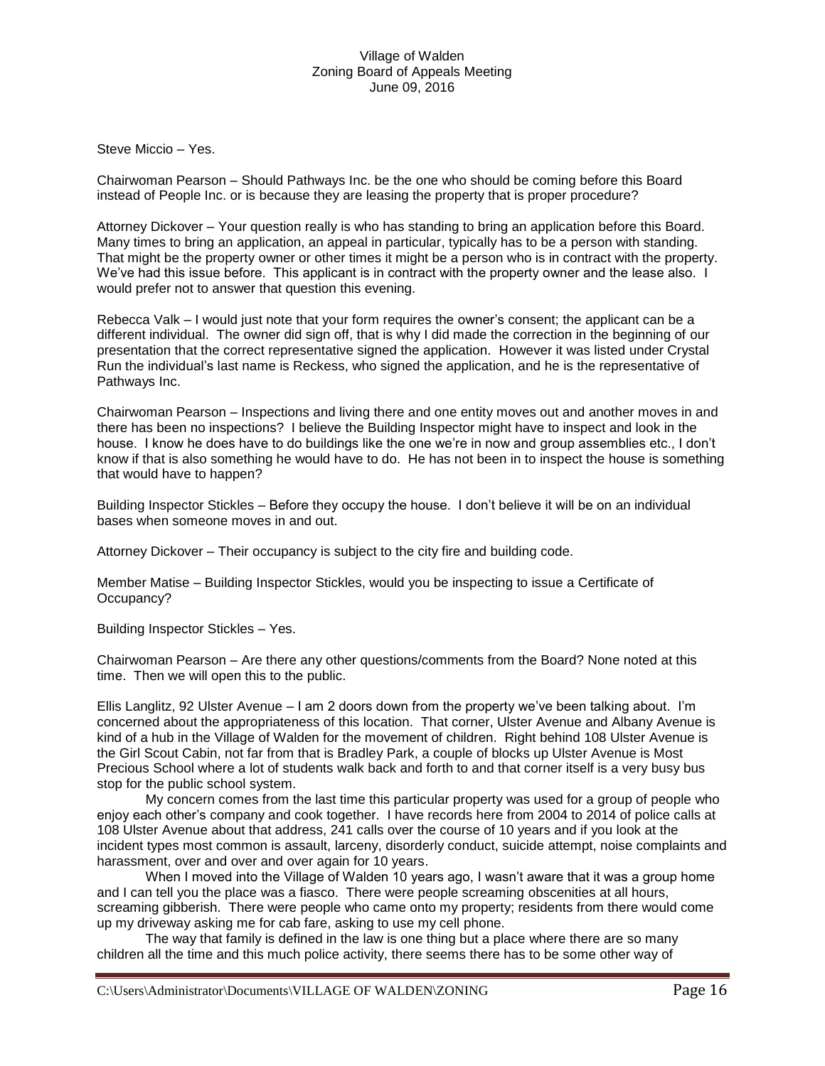Steve Miccio – Yes.

Chairwoman Pearson – Should Pathways Inc. be the one who should be coming before this Board instead of People Inc. or is because they are leasing the property that is proper procedure?

Attorney Dickover – Your question really is who has standing to bring an application before this Board. Many times to bring an application, an appeal in particular, typically has to be a person with standing. That might be the property owner or other times it might be a person who is in contract with the property. We've had this issue before. This applicant is in contract with the property owner and the lease also. I would prefer not to answer that question this evening.

Rebecca Valk – I would just note that your form requires the owner's consent; the applicant can be a different individual. The owner did sign off, that is why I did made the correction in the beginning of our presentation that the correct representative signed the application. However it was listed under Crystal Run the individual's last name is Reckess, who signed the application, and he is the representative of Pathways Inc.

Chairwoman Pearson – Inspections and living there and one entity moves out and another moves in and there has been no inspections? I believe the Building Inspector might have to inspect and look in the house. I know he does have to do buildings like the one we're in now and group assemblies etc., I don't know if that is also something he would have to do. He has not been in to inspect the house is something that would have to happen?

Building Inspector Stickles – Before they occupy the house. I don't believe it will be on an individual bases when someone moves in and out.

Attorney Dickover – Their occupancy is subject to the city fire and building code.

Member Matise – Building Inspector Stickles, would you be inspecting to issue a Certificate of Occupancy?

Building Inspector Stickles – Yes.

Chairwoman Pearson – Are there any other questions/comments from the Board? None noted at this time. Then we will open this to the public.

Ellis Langlitz, 92 Ulster Avenue – I am 2 doors down from the property we've been talking about. I'm concerned about the appropriateness of this location. That corner, Ulster Avenue and Albany Avenue is kind of a hub in the Village of Walden for the movement of children. Right behind 108 Ulster Avenue is the Girl Scout Cabin, not far from that is Bradley Park, a couple of blocks up Ulster Avenue is Most Precious School where a lot of students walk back and forth to and that corner itself is a very busy bus stop for the public school system.

My concern comes from the last time this particular property was used for a group of people who enjoy each other's company and cook together. I have records here from 2004 to 2014 of police calls at 108 Ulster Avenue about that address, 241 calls over the course of 10 years and if you look at the incident types most common is assault, larceny, disorderly conduct, suicide attempt, noise complaints and harassment, over and over and over again for 10 years.

When I moved into the Village of Walden 10 years ago, I wasn't aware that it was a group home and I can tell you the place was a fiasco. There were people screaming obscenities at all hours, screaming gibberish. There were people who came onto my property; residents from there would come up my driveway asking me for cab fare, asking to use my cell phone.

The way that family is defined in the law is one thing but a place where there are so many children all the time and this much police activity, there seems there has to be some other way of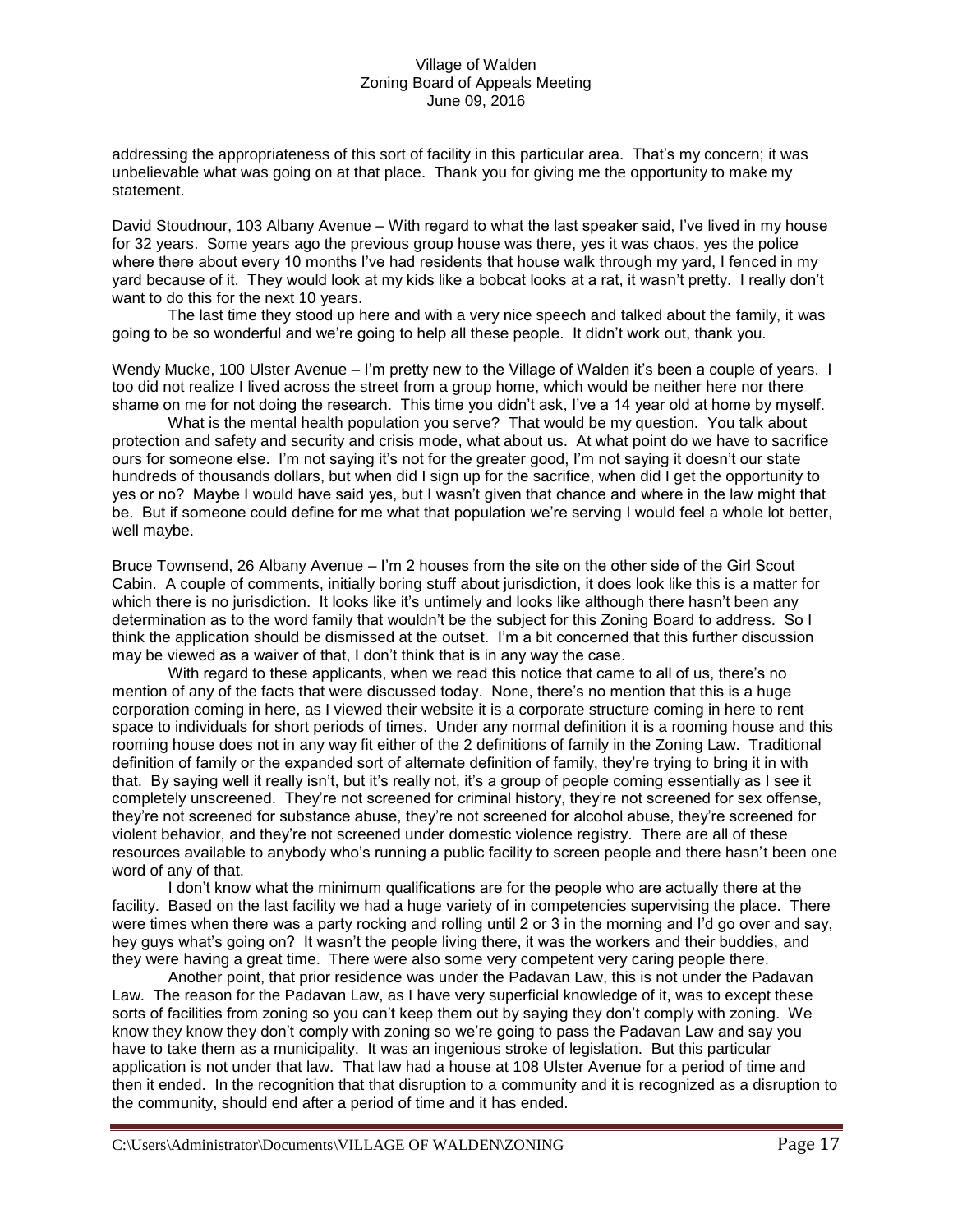addressing the appropriateness of this sort of facility in this particular area. That's my concern; it was unbelievable what was going on at that place. Thank you for giving me the opportunity to make my statement.

David Stoudnour, 103 Albany Avenue – With regard to what the last speaker said, I've lived in my house for 32 years. Some years ago the previous group house was there, yes it was chaos, yes the police where there about every 10 months I've had residents that house walk through my yard, I fenced in my yard because of it. They would look at my kids like a bobcat looks at a rat, it wasn't pretty. I really don't want to do this for the next 10 years.

The last time they stood up here and with a very nice speech and talked about the family, it was going to be so wonderful and we're going to help all these people. It didn't work out, thank you.

Wendy Mucke, 100 Ulster Avenue – I'm pretty new to the Village of Walden it's been a couple of years. I too did not realize I lived across the street from a group home, which would be neither here nor there shame on me for not doing the research. This time you didn't ask, I've a 14 year old at home by myself.

What is the mental health population you serve? That would be my question. You talk about protection and safety and security and crisis mode, what about us. At what point do we have to sacrifice ours for someone else. I'm not saying it's not for the greater good, I'm not saying it doesn't our state hundreds of thousands dollars, but when did I sign up for the sacrifice, when did I get the opportunity to yes or no? Maybe I would have said yes, but I wasn't given that chance and where in the law might that be. But if someone could define for me what that population we're serving I would feel a whole lot better, well maybe.

Bruce Townsend, 26 Albany Avenue – I'm 2 houses from the site on the other side of the Girl Scout Cabin. A couple of comments, initially boring stuff about jurisdiction, it does look like this is a matter for which there is no jurisdiction. It looks like it's untimely and looks like although there hasn't been any determination as to the word family that wouldn't be the subject for this Zoning Board to address. So I think the application should be dismissed at the outset. I'm a bit concerned that this further discussion may be viewed as a waiver of that, I don't think that is in any way the case.

With regard to these applicants, when we read this notice that came to all of us, there's no mention of any of the facts that were discussed today. None, there's no mention that this is a huge corporation coming in here, as I viewed their website it is a corporate structure coming in here to rent space to individuals for short periods of times. Under any normal definition it is a rooming house and this rooming house does not in any way fit either of the 2 definitions of family in the Zoning Law. Traditional definition of family or the expanded sort of alternate definition of family, they're trying to bring it in with that. By saying well it really isn't, but it's really not, it's a group of people coming essentially as I see it completely unscreened. They're not screened for criminal history, they're not screened for sex offense, they're not screened for substance abuse, they're not screened for alcohol abuse, they're screened for violent behavior, and they're not screened under domestic violence registry. There are all of these resources available to anybody who's running a public facility to screen people and there hasn't been one word of any of that.

I don't know what the minimum qualifications are for the people who are actually there at the facility. Based on the last facility we had a huge variety of in competencies supervising the place. There were times when there was a party rocking and rolling until 2 or 3 in the morning and I'd go over and say, hey guys what's going on? It wasn't the people living there, it was the workers and their buddies, and they were having a great time. There were also some very competent very caring people there.

Another point, that prior residence was under the Padavan Law, this is not under the Padavan Law. The reason for the Padavan Law, as I have very superficial knowledge of it, was to except these sorts of facilities from zoning so you can't keep them out by saying they don't comply with zoning. We know they know they don't comply with zoning so we're going to pass the Padavan Law and say you have to take them as a municipality. It was an ingenious stroke of legislation. But this particular application is not under that law. That law had a house at 108 Ulster Avenue for a period of time and then it ended. In the recognition that that disruption to a community and it is recognized as a disruption to the community, should end after a period of time and it has ended.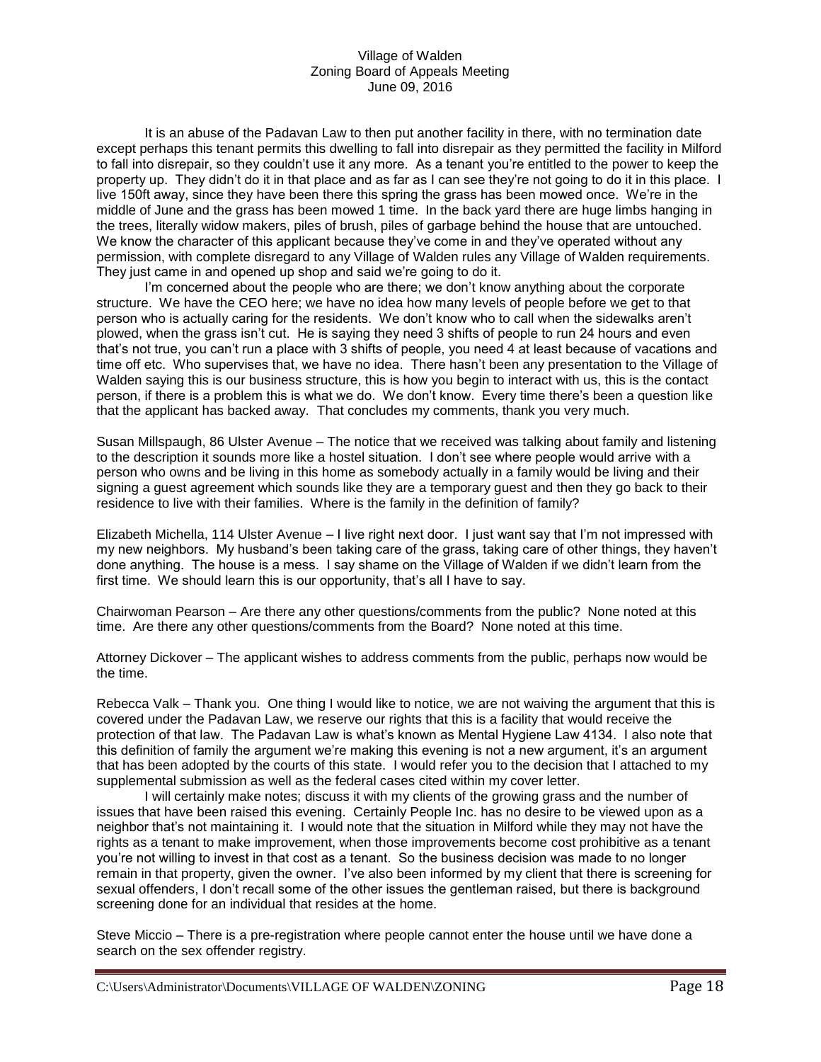It is an abuse of the Padavan Law to then put another facility in there, with no termination date except perhaps this tenant permits this dwelling to fall into disrepair as they permitted the facility in Milford to fall into disrepair, so they couldn't use it any more. As a tenant you're entitled to the power to keep the property up. They didn't do it in that place and as far as I can see they're not going to do it in this place. I live 150ft away, since they have been there this spring the grass has been mowed once. We're in the middle of June and the grass has been mowed 1 time. In the back yard there are huge limbs hanging in the trees, literally widow makers, piles of brush, piles of garbage behind the house that are untouched. We know the character of this applicant because they've come in and they've operated without any permission, with complete disregard to any Village of Walden rules any Village of Walden requirements. They just came in and opened up shop and said we're going to do it.

I'm concerned about the people who are there; we don't know anything about the corporate structure. We have the CEO here; we have no idea how many levels of people before we get to that person who is actually caring for the residents. We don't know who to call when the sidewalks aren't plowed, when the grass isn't cut. He is saying they need 3 shifts of people to run 24 hours and even that's not true, you can't run a place with 3 shifts of people, you need 4 at least because of vacations and time off etc. Who supervises that, we have no idea. There hasn't been any presentation to the Village of Walden saying this is our business structure, this is how you begin to interact with us, this is the contact person, if there is a problem this is what we do. We don't know. Every time there's been a question like that the applicant has backed away. That concludes my comments, thank you very much.

Susan Millspaugh, 86 Ulster Avenue – The notice that we received was talking about family and listening to the description it sounds more like a hostel situation. I don't see where people would arrive with a person who owns and be living in this home as somebody actually in a family would be living and their signing a guest agreement which sounds like they are a temporary guest and then they go back to their residence to live with their families. Where is the family in the definition of family?

Elizabeth Michella, 114 Ulster Avenue – I live right next door. I just want say that I'm not impressed with my new neighbors. My husband's been taking care of the grass, taking care of other things, they haven't done anything. The house is a mess. I say shame on the Village of Walden if we didn't learn from the first time. We should learn this is our opportunity, that's all I have to say.

Chairwoman Pearson – Are there any other questions/comments from the public? None noted at this time. Are there any other questions/comments from the Board? None noted at this time.

Attorney Dickover – The applicant wishes to address comments from the public, perhaps now would be the time.

Rebecca Valk – Thank you. One thing I would like to notice, we are not waiving the argument that this is covered under the Padavan Law, we reserve our rights that this is a facility that would receive the protection of that law. The Padavan Law is what's known as Mental Hygiene Law 4134. I also note that this definition of family the argument we're making this evening is not a new argument, it's an argument that has been adopted by the courts of this state. I would refer you to the decision that I attached to my supplemental submission as well as the federal cases cited within my cover letter.

I will certainly make notes; discuss it with my clients of the growing grass and the number of issues that have been raised this evening. Certainly People Inc. has no desire to be viewed upon as a neighbor that's not maintaining it. I would note that the situation in Milford while they may not have the rights as a tenant to make improvement, when those improvements become cost prohibitive as a tenant you're not willing to invest in that cost as a tenant. So the business decision was made to no longer remain in that property, given the owner. I've also been informed by my client that there is screening for sexual offenders, I don't recall some of the other issues the gentleman raised, but there is background screening done for an individual that resides at the home.

Steve Miccio – There is a pre-registration where people cannot enter the house until we have done a search on the sex offender registry.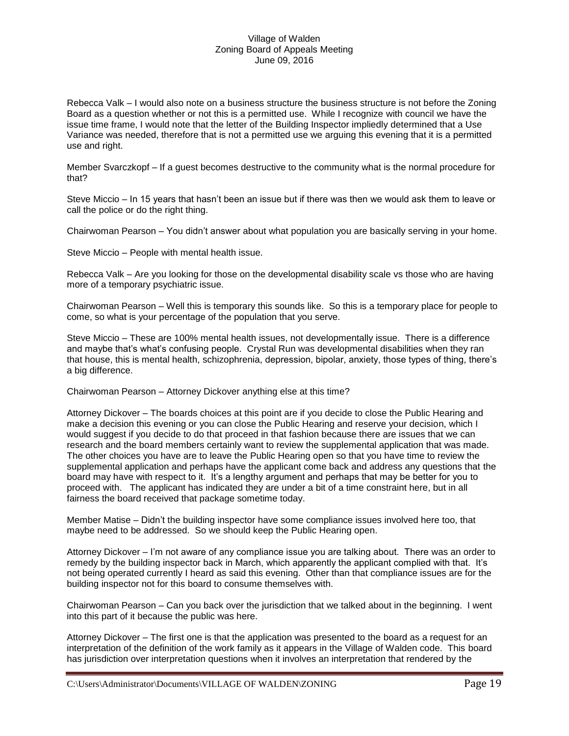Rebecca Valk – I would also note on a business structure the business structure is not before the Zoning Board as a question whether or not this is a permitted use. While I recognize with council we have the issue time frame, I would note that the letter of the Building Inspector impliedly determined that a Use Variance was needed, therefore that is not a permitted use we arguing this evening that it is a permitted use and right.

Member Svarczkopf – If a guest becomes destructive to the community what is the normal procedure for that?

Steve Miccio – In 15 years that hasn't been an issue but if there was then we would ask them to leave or call the police or do the right thing.

Chairwoman Pearson – You didn't answer about what population you are basically serving in your home.

Steve Miccio – People with mental health issue.

Rebecca Valk – Are you looking for those on the developmental disability scale vs those who are having more of a temporary psychiatric issue.

Chairwoman Pearson – Well this is temporary this sounds like. So this is a temporary place for people to come, so what is your percentage of the population that you serve.

Steve Miccio – These are 100% mental health issues, not developmentally issue. There is a difference and maybe that's what's confusing people. Crystal Run was developmental disabilities when they ran that house, this is mental health, schizophrenia, depression, bipolar, anxiety, those types of thing, there's a big difference.

Chairwoman Pearson – Attorney Dickover anything else at this time?

Attorney Dickover – The boards choices at this point are if you decide to close the Public Hearing and make a decision this evening or you can close the Public Hearing and reserve your decision, which I would suggest if you decide to do that proceed in that fashion because there are issues that we can research and the board members certainly want to review the supplemental application that was made. The other choices you have are to leave the Public Hearing open so that you have time to review the supplemental application and perhaps have the applicant come back and address any questions that the board may have with respect to it. It's a lengthy argument and perhaps that may be better for you to proceed with. The applicant has indicated they are under a bit of a time constraint here, but in all fairness the board received that package sometime today.

Member Matise – Didn't the building inspector have some compliance issues involved here too, that maybe need to be addressed. So we should keep the Public Hearing open.

Attorney Dickover – I'm not aware of any compliance issue you are talking about. There was an order to remedy by the building inspector back in March, which apparently the applicant complied with that. It's not being operated currently I heard as said this evening. Other than that compliance issues are for the building inspector not for this board to consume themselves with.

Chairwoman Pearson – Can you back over the jurisdiction that we talked about in the beginning. I went into this part of it because the public was here.

Attorney Dickover – The first one is that the application was presented to the board as a request for an interpretation of the definition of the work family as it appears in the Village of Walden code. This board has jurisdiction over interpretation questions when it involves an interpretation that rendered by the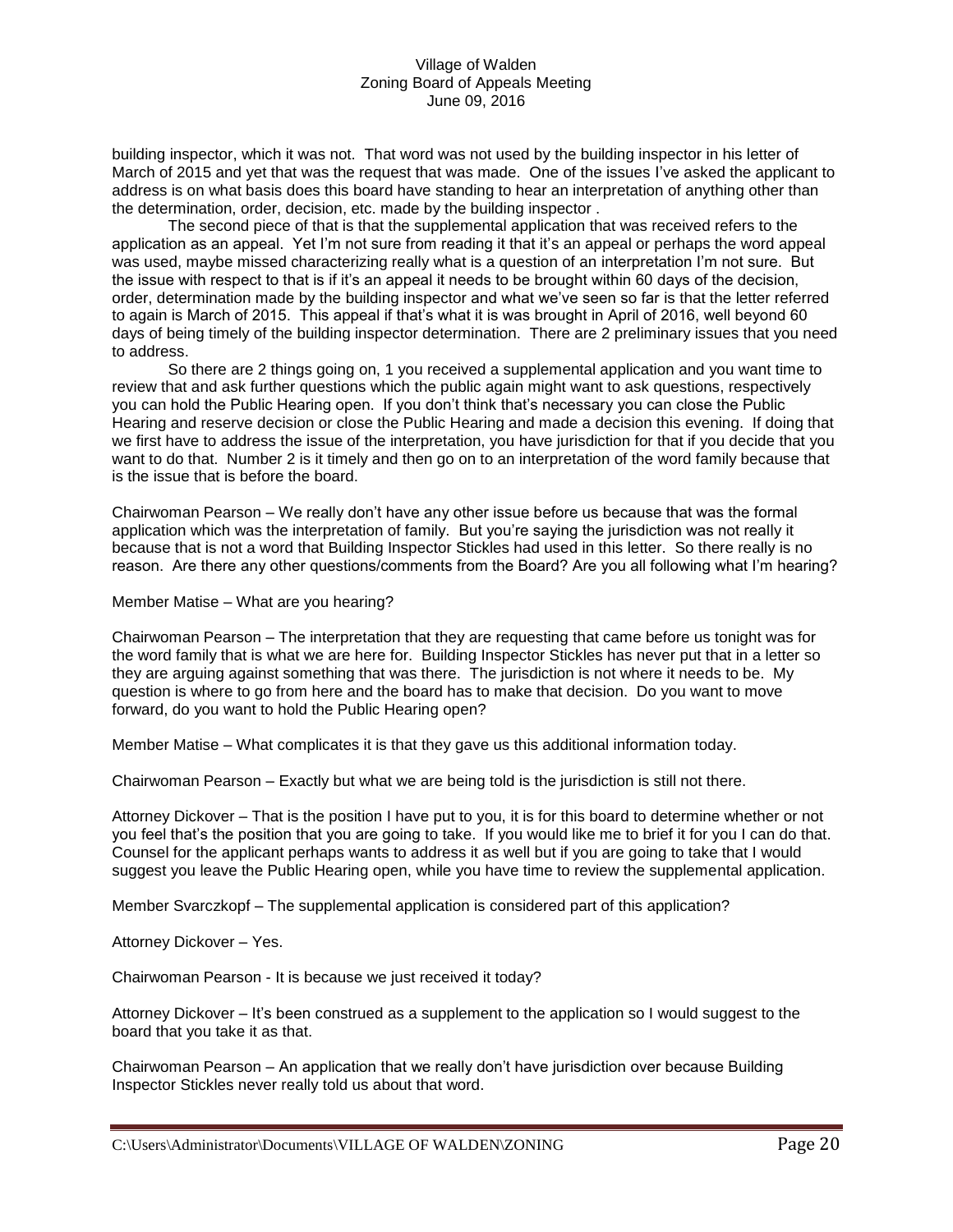building inspector, which it was not. That word was not used by the building inspector in his letter of March of 2015 and yet that was the request that was made. One of the issues I've asked the applicant to address is on what basis does this board have standing to hear an interpretation of anything other than the determination, order, decision, etc. made by the building inspector .

The second piece of that is that the supplemental application that was received refers to the application as an appeal. Yet I'm not sure from reading it that it's an appeal or perhaps the word appeal was used, maybe missed characterizing really what is a question of an interpretation I'm not sure. But the issue with respect to that is if it's an appeal it needs to be brought within 60 days of the decision, order, determination made by the building inspector and what we've seen so far is that the letter referred to again is March of 2015. This appeal if that's what it is was brought in April of 2016, well beyond 60 days of being timely of the building inspector determination. There are 2 preliminary issues that you need to address.

So there are 2 things going on, 1 you received a supplemental application and you want time to review that and ask further questions which the public again might want to ask questions, respectively you can hold the Public Hearing open. If you don't think that's necessary you can close the Public Hearing and reserve decision or close the Public Hearing and made a decision this evening. If doing that we first have to address the issue of the interpretation, you have jurisdiction for that if you decide that you want to do that. Number 2 is it timely and then go on to an interpretation of the word family because that is the issue that is before the board.

Chairwoman Pearson – We really don't have any other issue before us because that was the formal application which was the interpretation of family. But you're saying the jurisdiction was not really it because that is not a word that Building Inspector Stickles had used in this letter. So there really is no reason. Are there any other questions/comments from the Board? Are you all following what I'm hearing?

Member Matise – What are you hearing?

Chairwoman Pearson – The interpretation that they are requesting that came before us tonight was for the word family that is what we are here for. Building Inspector Stickles has never put that in a letter so they are arguing against something that was there. The jurisdiction is not where it needs to be. My question is where to go from here and the board has to make that decision. Do you want to move forward, do you want to hold the Public Hearing open?

Member Matise – What complicates it is that they gave us this additional information today.

Chairwoman Pearson – Exactly but what we are being told is the jurisdiction is still not there.

Attorney Dickover – That is the position I have put to you, it is for this board to determine whether or not you feel that's the position that you are going to take. If you would like me to brief it for you I can do that. Counsel for the applicant perhaps wants to address it as well but if you are going to take that I would suggest you leave the Public Hearing open, while you have time to review the supplemental application.

Member Svarczkopf – The supplemental application is considered part of this application?

Attorney Dickover – Yes.

Chairwoman Pearson - It is because we just received it today?

Attorney Dickover – It's been construed as a supplement to the application so I would suggest to the board that you take it as that.

Chairwoman Pearson – An application that we really don't have jurisdiction over because Building Inspector Stickles never really told us about that word.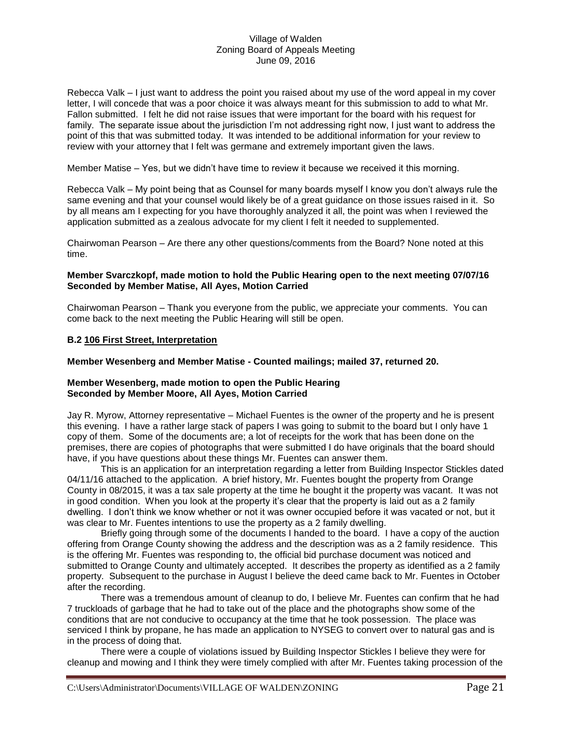Rebecca Valk – I just want to address the point you raised about my use of the word appeal in my cover letter, I will concede that was a poor choice it was always meant for this submission to add to what Mr. Fallon submitted. I felt he did not raise issues that were important for the board with his request for family. The separate issue about the jurisdiction I'm not addressing right now, I just want to address the point of this that was submitted today. It was intended to be additional information for your review to review with your attorney that I felt was germane and extremely important given the laws.

Member Matise – Yes, but we didn't have time to review it because we received it this morning.

Rebecca Valk – My point being that as Counsel for many boards myself I know you don't always rule the same evening and that your counsel would likely be of a great guidance on those issues raised in it. So by all means am I expecting for you have thoroughly analyzed it all, the point was when I reviewed the application submitted as a zealous advocate for my client I felt it needed to supplemented.

Chairwoman Pearson – Are there any other questions/comments from the Board? None noted at this time.

**Member Svarczkopf, made motion to hold the Public Hearing open to the next meeting 07/07/16 Seconded by Member Matise, All Ayes, Motion Carried**

Chairwoman Pearson – Thank you everyone from the public, we appreciate your comments. You can come back to the next meeting the Public Hearing will still be open.

**B.2 <u>106 First Street, Interpretation</u>**

**Member Wesenberg and Member Matise - Counted mailings; mailed 37, returned 20.**

**Member Wesenberg, made motion to open the Public Hearing**
**Seconded by Member Moore, All Ayes, Motion Carried**

Jay R. Myrow, Attorney representative – Michael Fuentes is the owner of the property and he is present this evening. I have a rather large stack of papers I was going to submit to the board but I only have 1 copy of them. Some of the documents are; a lot of receipts for the work that has been done on the premises, there are copies of photographs that were submitted I do have originals that the board should have, if you have questions about these things Mr. Fuentes can answer them.

This is an application for an interpretation regarding a letter from Building Inspector Stickles dated 04/11/16 attached to the application. A brief history, Mr. Fuentes bought the property from Orange County in 08/2015, it was a tax sale property at the time he bought it the property was vacant. It was not in good condition. When you look at the property it's clear that the property is laid out as a 2 family dwelling. I don't think we know whether or not it was owner occupied before it was vacated or not, but it was clear to Mr. Fuentes intentions to use the property as a 2 family dwelling.

Briefly going through some of the documents I handed to the board. I have a copy of the auction offering from Orange County showing the address and the description was as a 2 family residence. This is the offering Mr. Fuentes was responding to, the official bid purchase document was noticed and submitted to Orange County and ultimately accepted. It describes the property as identified as a 2 family property. Subsequent to the purchase in August I believe the deed came back to Mr. Fuentes in October after the recording.

There was a tremendous amount of cleanup to do, I believe Mr. Fuentes can confirm that he had 7 truckloads of garbage that he had to take out of the place and the photographs show some of the conditions that are not conducive to occupancy at the time that he took possession. The place was serviced I think by propane, he has made an application to NYSEG to convert over to natural gas and is in the process of doing that.

There were a couple of violations issued by Building Inspector Stickles I believe they were for cleanup and mowing and I think they were timely complied with after Mr. Fuentes taking procession of the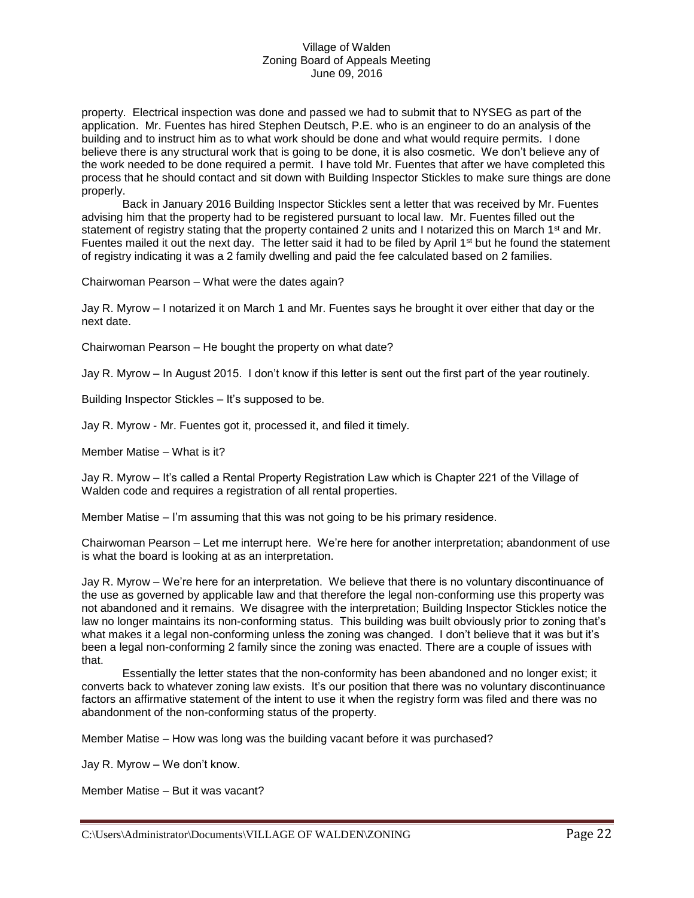property. Electrical inspection was done and passed we had to submit that to NYSEG as part of the application. Mr. Fuentes has hired Stephen Deutsch, P.E. who is an engineer to do an analysis of the building and to instruct him as to what work should be done and what would require permits. I done believe there is any structural work that is going to be done, it is also cosmetic. We don't believe any of the work needed to be done required a permit. I have told Mr. Fuentes that after we have completed this process that he should contact and sit down with Building Inspector Stickles to make sure things are done properly.

Back in January 2016 Building Inspector Stickles sent a letter that was received by Mr. Fuentes advising him that the property had to be registered pursuant to local law. Mr. Fuentes filled out the statement of registry stating that the property contained 2 units and I notarized this on March 1st and Mr. Fuentes mailed it out the next day. The letter said it had to be filed by April 1st but he found the statement of registry indicating it was a 2 family dwelling and paid the fee calculated based on 2 families.

Chairwoman Pearson – What were the dates again?

Jay R. Myrow – I notarized it on March 1 and Mr. Fuentes says he brought it over either that day or the next date.

Chairwoman Pearson – He bought the property on what date?

Jay R. Myrow – In August 2015. I don't know if this letter is sent out the first part of the year routinely.

Building Inspector Stickles – It's supposed to be.

Jay R. Myrow - Mr. Fuentes got it, processed it, and filed it timely.

Member Matise – What is it?

Jay R. Myrow – It's called a Rental Property Registration Law which is Chapter 221 of the Village of Walden code and requires a registration of all rental properties.

Member Matise – I'm assuming that this was not going to be his primary residence.

Chairwoman Pearson – Let me interrupt here. We're here for another interpretation; abandonment of use is what the board is looking at as an interpretation.

Jay R. Myrow – We're here for an interpretation. We believe that there is no voluntary discontinuance of the use as governed by applicable law and that therefore the legal non-conforming use this property was not abandoned and it remains. We disagree with the interpretation; Building Inspector Stickles notice the law no longer maintains its non-conforming status. This building was built obviously prior to zoning that's what makes it a legal non-conforming unless the zoning was changed. I don't believe that it was but it's been a legal non-conforming 2 family since the zoning was enacted. There are a couple of issues with that.

Essentially the letter states that the non-conformity has been abandoned and no longer exist; it converts back to whatever zoning law exists. It's our position that there was no voluntary discontinuance factors an affirmative statement of the intent to use it when the registry form was filed and there was no abandonment of the non-conforming status of the property.

Member Matise – How was long was the building vacant before it was purchased?

Jay R. Myrow – We don't know.

Member Matise – But it was vacant?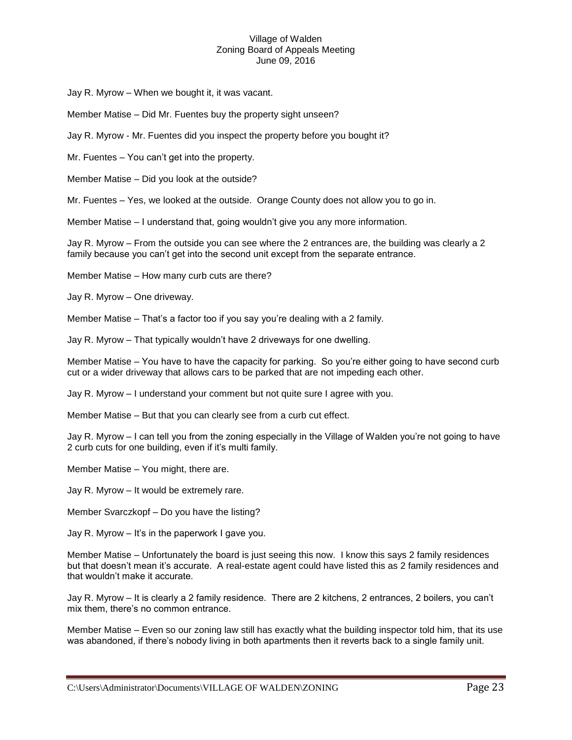Jay R. Myrow – When we bought it, it was vacant.

Member Matise – Did Mr. Fuentes buy the property sight unseen?

Jay R. Myrow - Mr. Fuentes did you inspect the property before you bought it?

Mr. Fuentes – You can't get into the property.

Member Matise – Did you look at the outside?

Mr. Fuentes – Yes, we looked at the outside. Orange County does not allow you to go in.

Member Matise – I understand that, going wouldn't give you any more information.

Jay R. Myrow – From the outside you can see where the 2 entrances are, the building was clearly a 2 family because you can't get into the second unit except from the separate entrance.

Member Matise – How many curb cuts are there?

Jay R. Myrow – One driveway.

Member Matise – That's a factor too if you say you're dealing with a 2 family.

Jay R. Myrow – That typically wouldn't have 2 driveways for one dwelling.

Member Matise – You have to have the capacity for parking. So you're either going to have second curb cut or a wider driveway that allows cars to be parked that are not impeding each other.

Jay R. Myrow – I understand your comment but not quite sure I agree with you.

Member Matise – But that you can clearly see from a curb cut effect.

Jay R. Myrow – I can tell you from the zoning especially in the Village of Walden you're not going to have 2 curb cuts for one building, even if it's multi family.

Member Matise – You might, there are.

Jay R. Myrow – It would be extremely rare.

Member Svarczkopf – Do you have the listing?

Jay R. Myrow – It's in the paperwork I gave you.

Member Matise – Unfortunately the board is just seeing this now. I know this says 2 family residences but that doesn't mean it's accurate. A real-estate agent could have listed this as 2 family residences and that wouldn't make it accurate.

Jay R. Myrow – It is clearly a 2 family residence. There are 2 kitchens, 2 entrances, 2 boilers, you can't mix them, there's no common entrance.

Member Matise – Even so our zoning law still has exactly what the building inspector told him, that its use was abandoned, if there's nobody living in both apartments then it reverts back to a single family unit.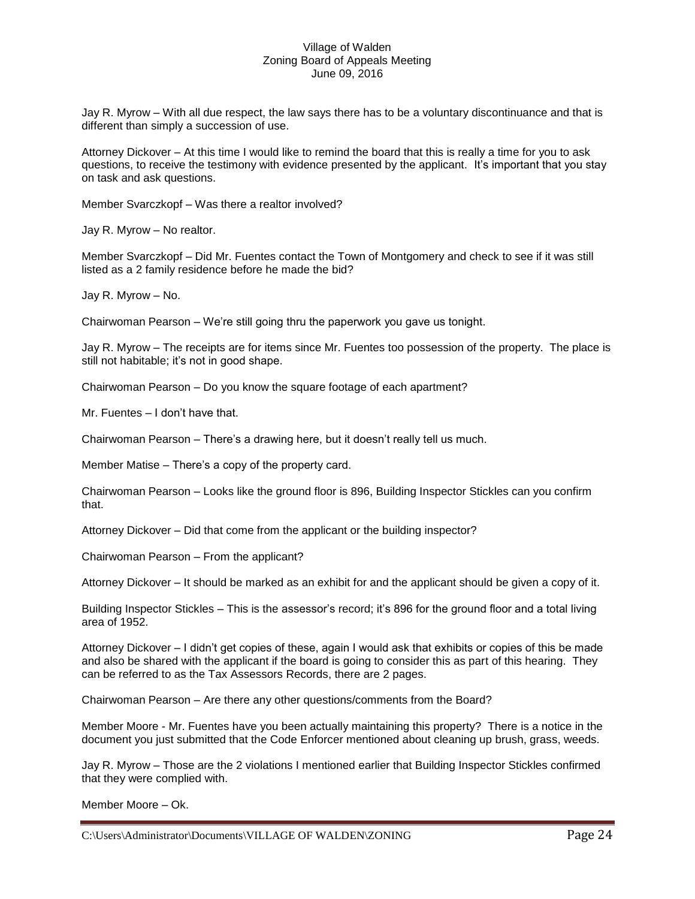Jay R. Myrow – With all due respect, the law says there has to be a voluntary discontinuance and that is different than simply a succession of use.

Attorney Dickover – At this time I would like to remind the board that this is really a time for you to ask questions, to receive the testimony with evidence presented by the applicant. It's important that you stay on task and ask questions.

Member Svarczkopf – Was there a realtor involved?

Jay R. Myrow – No realtor.

Member Svarczkopf – Did Mr. Fuentes contact the Town of Montgomery and check to see if it was still listed as a 2 family residence before he made the bid?

Jay R. Myrow – No.

Chairwoman Pearson – We're still going thru the paperwork you gave us tonight.

Jay R. Myrow – The receipts are for items since Mr. Fuentes too possession of the property. The place is still not habitable; it's not in good shape.

Chairwoman Pearson – Do you know the square footage of each apartment?

Mr. Fuentes – I don't have that.

Chairwoman Pearson – There's a drawing here, but it doesn't really tell us much.

Member Matise – There's a copy of the property card.

Chairwoman Pearson – Looks like the ground floor is 896, Building Inspector Stickles can you confirm that.

Attorney Dickover – Did that come from the applicant or the building inspector?

Chairwoman Pearson – From the applicant?

Attorney Dickover – It should be marked as an exhibit for and the applicant should be given a copy of it.

Building Inspector Stickles – This is the assessor's record; it's 896 for the ground floor and a total living area of 1952.

Attorney Dickover – I didn't get copies of these, again I would ask that exhibits or copies of this be made and also be shared with the applicant if the board is going to consider this as part of this hearing. They can be referred to as the Tax Assessors Records, there are 2 pages.

Chairwoman Pearson – Are there any other questions/comments from the Board?

Member Moore - Mr. Fuentes have you been actually maintaining this property? There is a notice in the document you just submitted that the Code Enforcer mentioned about cleaning up brush, grass, weeds.

Jay R. Myrow – Those are the 2 violations I mentioned earlier that Building Inspector Stickles confirmed that they were complied with.

Member Moore – Ok.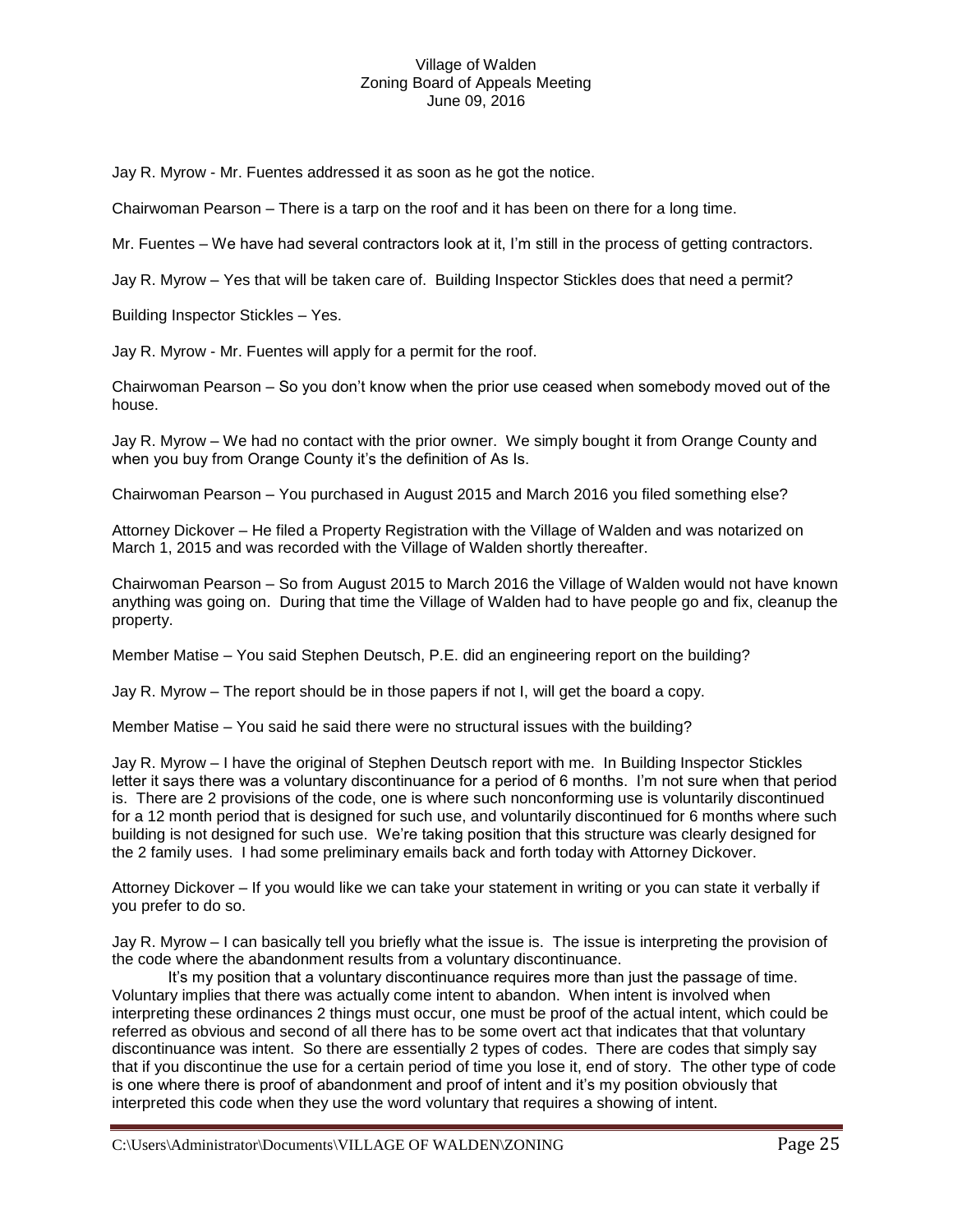Jay R. Myrow - Mr. Fuentes addressed it as soon as he got the notice.

Chairwoman Pearson – There is a tarp on the roof and it has been on there for a long time.

Mr. Fuentes – We have had several contractors look at it, I'm still in the process of getting contractors.

Jay R. Myrow – Yes that will be taken care of. Building Inspector Stickles does that need a permit?

Building Inspector Stickles – Yes.

Jay R. Myrow - Mr. Fuentes will apply for a permit for the roof.

Chairwoman Pearson – So you don't know when the prior use ceased when somebody moved out of the house.

Jay R. Myrow – We had no contact with the prior owner. We simply bought it from Orange County and when you buy from Orange County it's the definition of As Is.

Chairwoman Pearson – You purchased in August 2015 and March 2016 you filed something else?

Attorney Dickover – He filed a Property Registration with the Village of Walden and was notarized on March 1, 2015 and was recorded with the Village of Walden shortly thereafter.

Chairwoman Pearson – So from August 2015 to March 2016 the Village of Walden would not have known anything was going on. During that time the Village of Walden had to have people go and fix, cleanup the property.

Member Matise – You said Stephen Deutsch, P.E. did an engineering report on the building?

Jay R. Myrow – The report should be in those papers if not I, will get the board a copy.

Member Matise – You said he said there were no structural issues with the building?

Jay R. Myrow – I have the original of Stephen Deutsch report with me. In Building Inspector Stickles letter it says there was a voluntary discontinuance for a period of 6 months. I'm not sure when that period is. There are 2 provisions of the code, one is where such nonconforming use is voluntarily discontinued for a 12 month period that is designed for such use, and voluntarily discontinued for 6 months where such building is not designed for such use. We're taking position that this structure was clearly designed for the 2 family uses. I had some preliminary emails back and forth today with Attorney Dickover.

Attorney Dickover – If you would like we can take your statement in writing or you can state it verbally if you prefer to do so.

Jay R. Myrow – I can basically tell you briefly what the issue is. The issue is interpreting the provision of the code where the abandonment results from a voluntary discontinuance.

It's my position that a voluntary discontinuance requires more than just the passage of time. Voluntary implies that there was actually come intent to abandon. When intent is involved when interpreting these ordinances 2 things must occur, one must be proof of the actual intent, which could be referred as obvious and second of all there has to be some overt act that indicates that that voluntary discontinuance was intent. So there are essentially 2 types of codes. There are codes that simply say that if you discontinue the use for a certain period of time you lose it, end of story. The other type of code is one where there is proof of abandonment and proof of intent and it's my position obviously that interpreted this code when they use the word voluntary that requires a showing of intent.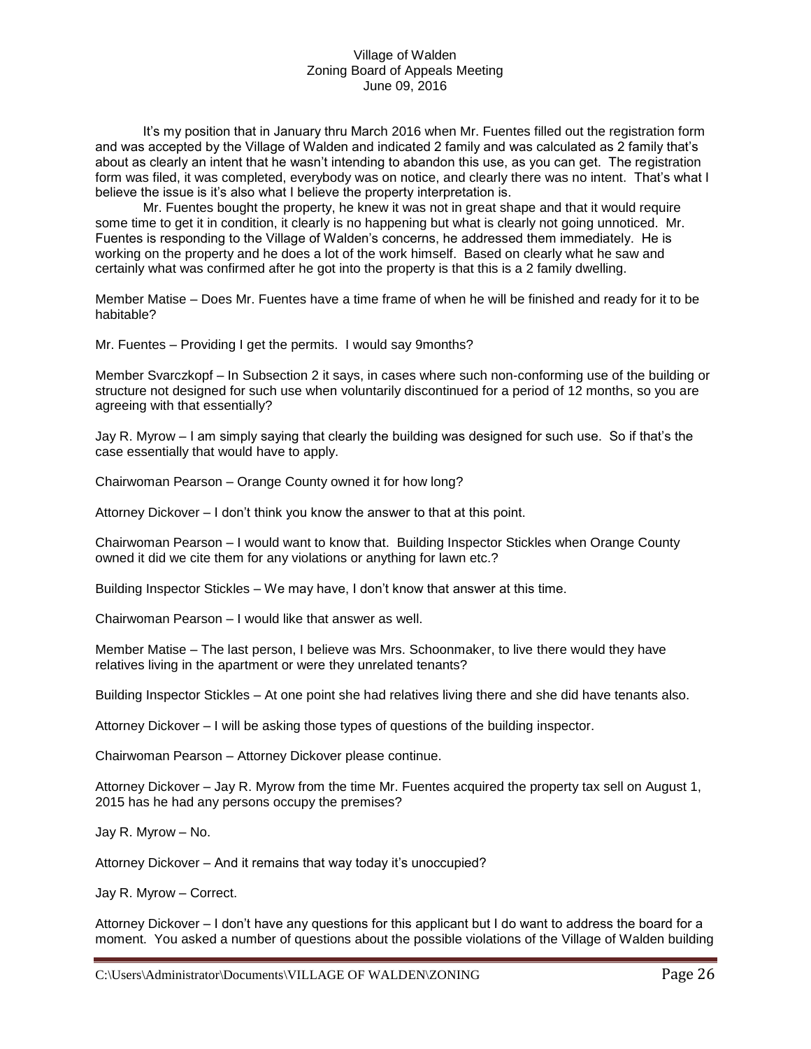It's my position that in January thru March 2016 when Mr. Fuentes filled out the registration form and was accepted by the Village of Walden and indicated 2 family and was calculated as 2 family that's about as clearly an intent that he wasn't intending to abandon this use, as you can get. The registration form was filed, it was completed, everybody was on notice, and clearly there was no intent. That's what I believe the issue is it's also what I believe the property interpretation is.

Mr. Fuentes bought the property, he knew it was not in great shape and that it would require some time to get it in condition, it clearly is no happening but what is clearly not going unnoticed. Mr. Fuentes is responding to the Village of Walden's concerns, he addressed them immediately. He is working on the property and he does a lot of the work himself. Based on clearly what he saw and certainly what was confirmed after he got into the property is that this is a 2 family dwelling.

Member Matise – Does Mr. Fuentes have a time frame of when he will be finished and ready for it to be habitable?

Mr. Fuentes – Providing I get the permits. I would say 9months?

Member Svarczkopf – In Subsection 2 it says, in cases where such non-conforming use of the building or structure not designed for such use when voluntarily discontinued for a period of 12 months, so you are agreeing with that essentially?

Jay R. Myrow – I am simply saying that clearly the building was designed for such use. So if that's the case essentially that would have to apply.

Chairwoman Pearson – Orange County owned it for how long?

Attorney Dickover – I don't think you know the answer to that at this point.

Chairwoman Pearson – I would want to know that. Building Inspector Stickles when Orange County owned it did we cite them for any violations or anything for lawn etc.?

Building Inspector Stickles – We may have, I don't know that answer at this time.

Chairwoman Pearson – I would like that answer as well.

Member Matise – The last person, I believe was Mrs. Schoonmaker, to live there would they have relatives living in the apartment or were they unrelated tenants?

Building Inspector Stickles – At one point she had relatives living there and she did have tenants also.

Attorney Dickover – I will be asking those types of questions of the building inspector.

Chairwoman Pearson – Attorney Dickover please continue.

Attorney Dickover – Jay R. Myrow from the time Mr. Fuentes acquired the property tax sell on August 1, 2015 has he had any persons occupy the premises?

Jay R. Myrow – No.

Attorney Dickover – And it remains that way today it's unoccupied?

Jay R. Myrow – Correct.

Attorney Dickover – I don't have any questions for this applicant but I do want to address the board for a moment. You asked a number of questions about the possible violations of the Village of Walden building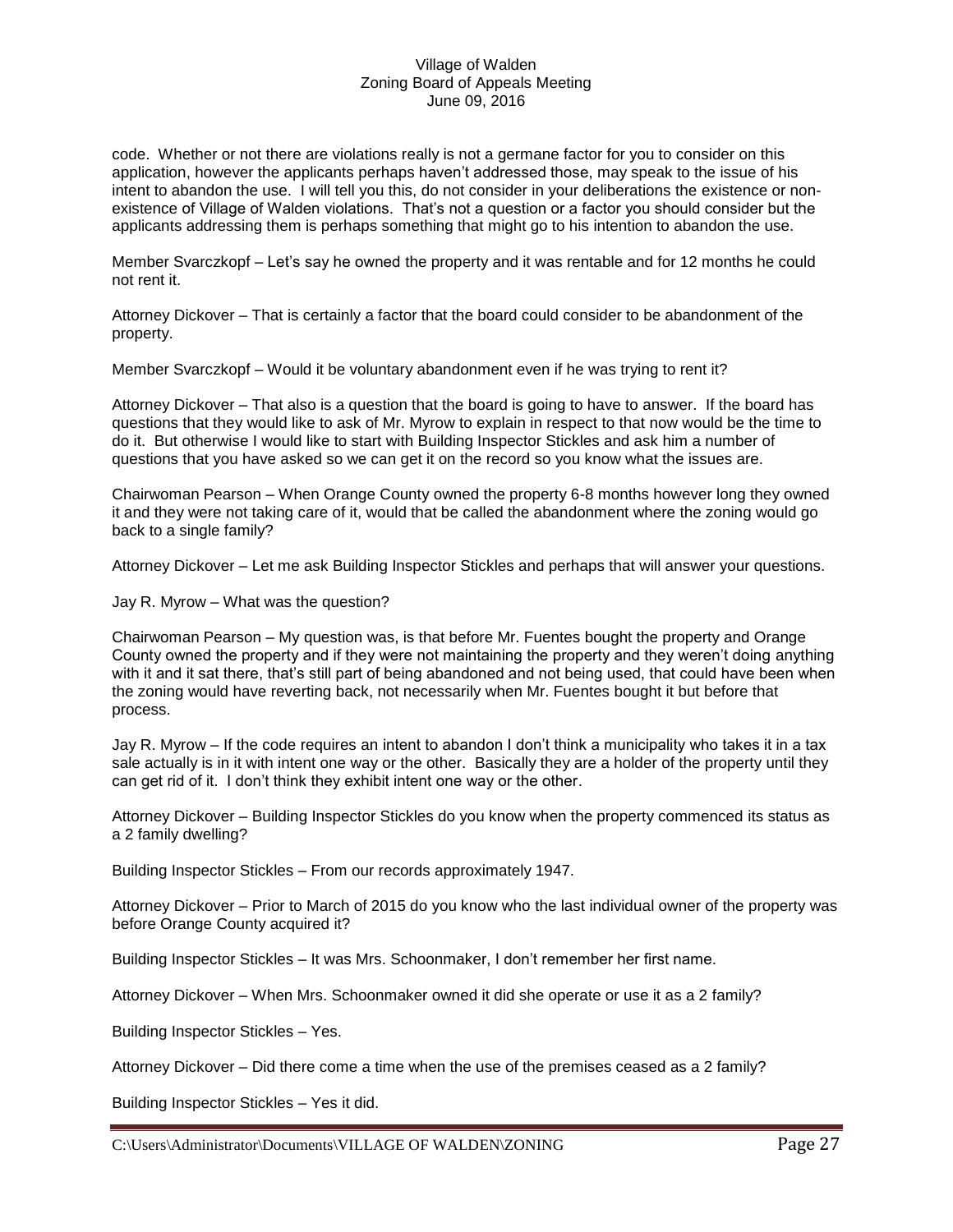code. Whether or not there are violations really is not a germane factor for you to consider on this application, however the applicants perhaps haven't addressed those, may speak to the issue of his intent to abandon the use. I will tell you this, do not consider in your deliberations the existence or non-existence of Village of Walden violations. That's not a question or a factor you should consider but the applicants addressing them is perhaps something that might go to his intention to abandon the use.

Member Svarczkopf – Let's say he owned the property and it was rentable and for 12 months he could not rent it.

Attorney Dickover – That is certainly a factor that the board could consider to be abandonment of the property.

Member Svarczkopf – Would it be voluntary abandonment even if he was trying to rent it?

Attorney Dickover – That also is a question that the board is going to have to answer. If the board has questions that they would like to ask of Mr. Myrow to explain in respect to that now would be the time to do it. But otherwise I would like to start with Building Inspector Stickles and ask him a number of questions that you have asked so we can get it on the record so you know what the issues are.

Chairwoman Pearson – When Orange County owned the property 6-8 months however long they owned it and they were not taking care of it, would that be called the abandonment where the zoning would go back to a single family?

Attorney Dickover – Let me ask Building Inspector Stickles and perhaps that will answer your questions.

Jay R. Myrow – What was the question?

Chairwoman Pearson – My question was, is that before Mr. Fuentes bought the property and Orange County owned the property and if they were not maintaining the property and they weren't doing anything with it and it sat there, that's still part of being abandoned and not being used, that could have been when the zoning would have reverting back, not necessarily when Mr. Fuentes bought it but before that process.

Jay R. Myrow – If the code requires an intent to abandon I don't think a municipality who takes it in a tax sale actually is in it with intent one way or the other. Basically they are a holder of the property until they can get rid of it. I don't think they exhibit intent one way or the other.

Attorney Dickover – Building Inspector Stickles do you know when the property commenced its status as a 2 family dwelling?

Building Inspector Stickles – From our records approximately 1947.

Attorney Dickover – Prior to March of 2015 do you know who the last individual owner of the property was before Orange County acquired it?

Building Inspector Stickles – It was Mrs. Schoonmaker, I don't remember her first name.

Attorney Dickover – When Mrs. Schoonmaker owned it did she operate or use it as a 2 family?

Building Inspector Stickles – Yes.

Attorney Dickover – Did there come a time when the use of the premises ceased as a 2 family?

Building Inspector Stickles – Yes it did.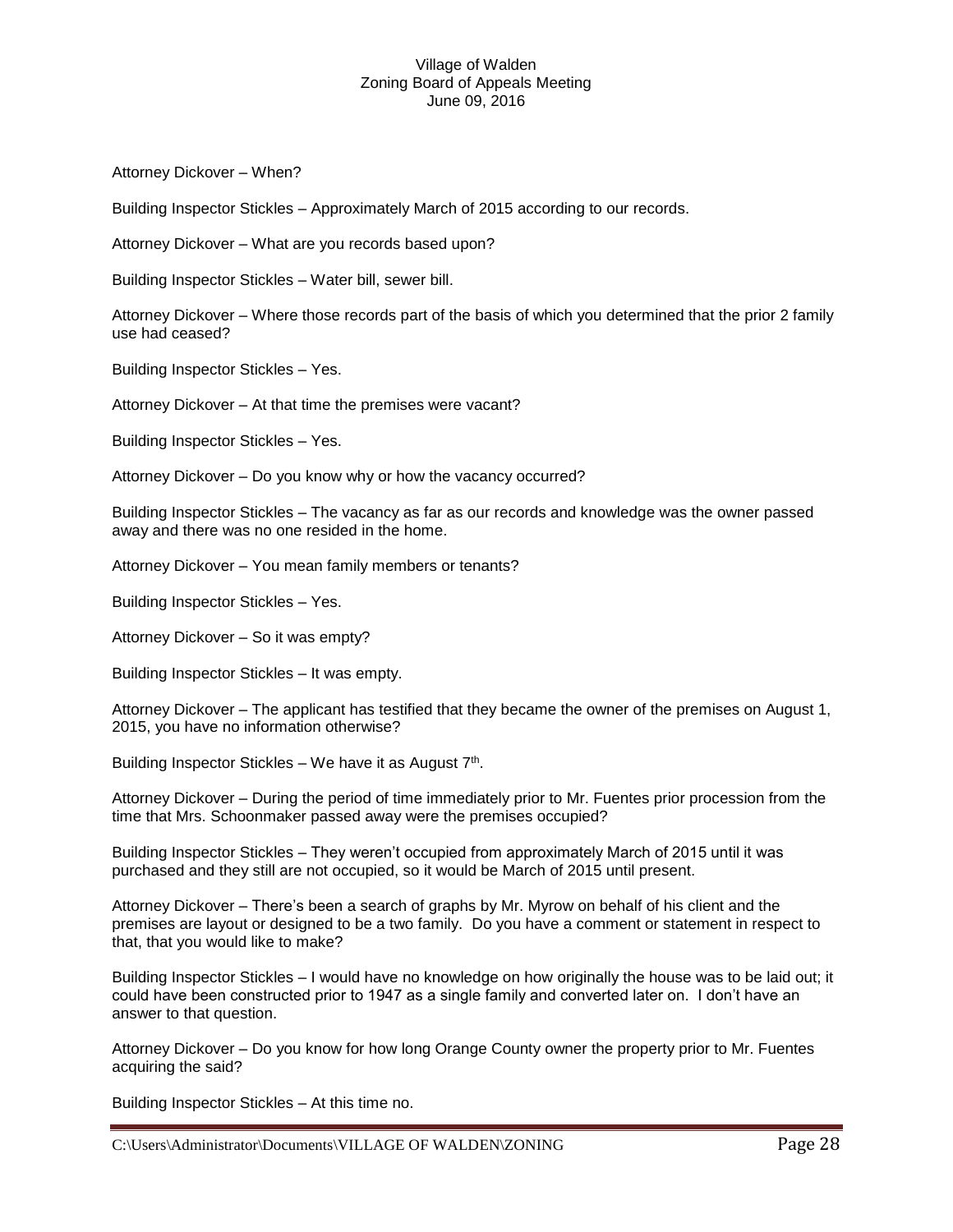Attorney Dickover – When?

Building Inspector Stickles – Approximately March of 2015 according to our records.

Attorney Dickover – What are you records based upon?

Building Inspector Stickles – Water bill, sewer bill.

Attorney Dickover – Where those records part of the basis of which you determined that the prior 2 family use had ceased?

Building Inspector Stickles – Yes.

Attorney Dickover – At that time the premises were vacant?

Building Inspector Stickles – Yes.

Attorney Dickover – Do you know why or how the vacancy occurred?

Building Inspector Stickles – The vacancy as far as our records and knowledge was the owner passed away and there was no one resided in the home.

Attorney Dickover – You mean family members or tenants?

Building Inspector Stickles – Yes.

Attorney Dickover – So it was empty?

Building Inspector Stickles – It was empty.

Attorney Dickover – The applicant has testified that they became the owner of the premises on August 1, 2015, you have no information otherwise?

Building Inspector Stickles – We have it as August 7th.

Attorney Dickover – During the period of time immediately prior to Mr. Fuentes prior procession from the time that Mrs. Schoonmaker passed away were the premises occupied?

Building Inspector Stickles – They weren't occupied from approximately March of 2015 until it was purchased and they still are not occupied, so it would be March of 2015 until present.

Attorney Dickover – There's been a search of graphs by Mr. Myrow on behalf of his client and the premises are layout or designed to be a two family. Do you have a comment or statement in respect to that, that you would like to make?

Building Inspector Stickles – I would have no knowledge on how originally the house was to be laid out; it could have been constructed prior to 1947 as a single family and converted later on. I don't have an answer to that question.

Attorney Dickover – Do you know for how long Orange County owner the property prior to Mr. Fuentes acquiring the said?

Building Inspector Stickles – At this time no.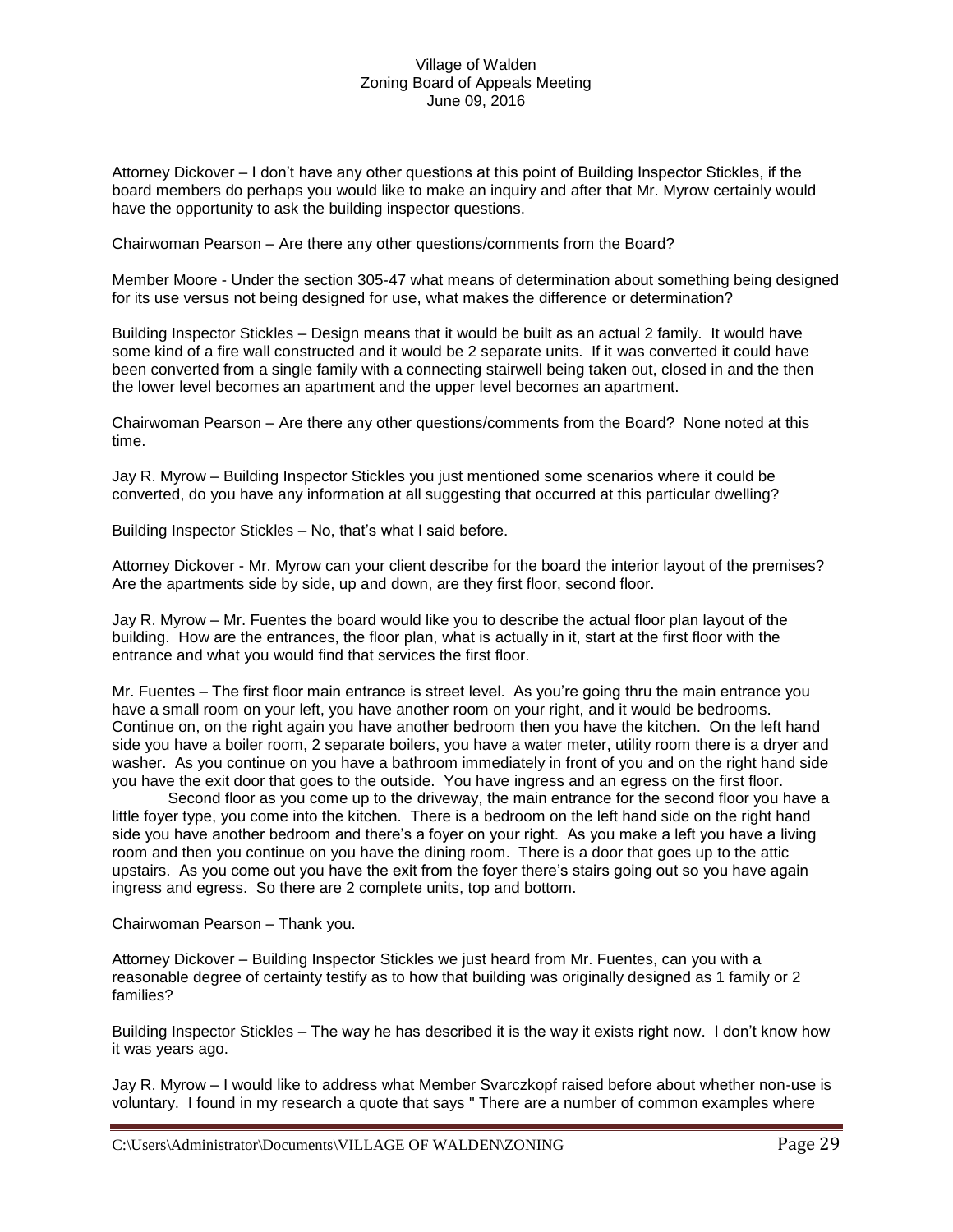Attorney Dickover – I don't have any other questions at this point of Building Inspector Stickles, if the board members do perhaps you would like to make an inquiry and after that Mr. Myrow certainly would have the opportunity to ask the building inspector questions.

Chairwoman Pearson – Are there any other questions/comments from the Board?

Member Moore - Under the section 305-47 what means of determination about something being designed for its use versus not being designed for use, what makes the difference or determination?

Building Inspector Stickles – Design means that it would be built as an actual 2 family. It would have some kind of a fire wall constructed and it would be 2 separate units. If it was converted it could have been converted from a single family with a connecting stairwell being taken out, closed in and the then the lower level becomes an apartment and the upper level becomes an apartment.

Chairwoman Pearson – Are there any other questions/comments from the Board? None noted at this time.

Jay R. Myrow – Building Inspector Stickles you just mentioned some scenarios where it could be converted, do you have any information at all suggesting that occurred at this particular dwelling?

Building Inspector Stickles – No, that's what I said before.

Attorney Dickover - Mr. Myrow can your client describe for the board the interior layout of the premises? Are the apartments side by side, up and down, are they first floor, second floor.

Jay R. Myrow – Mr. Fuentes the board would like you to describe the actual floor plan layout of the building. How are the entrances, the floor plan, what is actually in it, start at the first floor with the entrance and what you would find that services the first floor.

Mr. Fuentes – The first floor main entrance is street level. As you're going thru the main entrance you have a small room on your left, you have another room on your right, and it would be bedrooms. Continue on, on the right again you have another bedroom then you have the kitchen. On the left hand side you have a boiler room, 2 separate boilers, you have a water meter, utility room there is a dryer and washer. As you continue on you have a bathroom immediately in front of you and on the right hand side you have the exit door that goes to the outside. You have ingress and an egress on the first floor.

Second floor as you come up to the driveway, the main entrance for the second floor you have a little foyer type, you come into the kitchen. There is a bedroom on the left hand side on the right hand side you have another bedroom and there's a foyer on your right. As you make a left you have a living room and then you continue on you have the dining room. There is a door that goes up to the attic upstairs. As you come out you have the exit from the foyer there's stairs going out so you have again ingress and egress. So there are 2 complete units, top and bottom.

Chairwoman Pearson – Thank you.

Attorney Dickover – Building Inspector Stickles we just heard from Mr. Fuentes, can you with a reasonable degree of certainty testify as to how that building was originally designed as 1 family or 2 families?

Building Inspector Stickles – The way he has described it is the way it exists right now. I don't know how it was years ago.

Jay R. Myrow – I would like to address what Member Svarczkopf raised before about whether non-use is voluntary. I found in my research a quote that says " There are a number of common examples where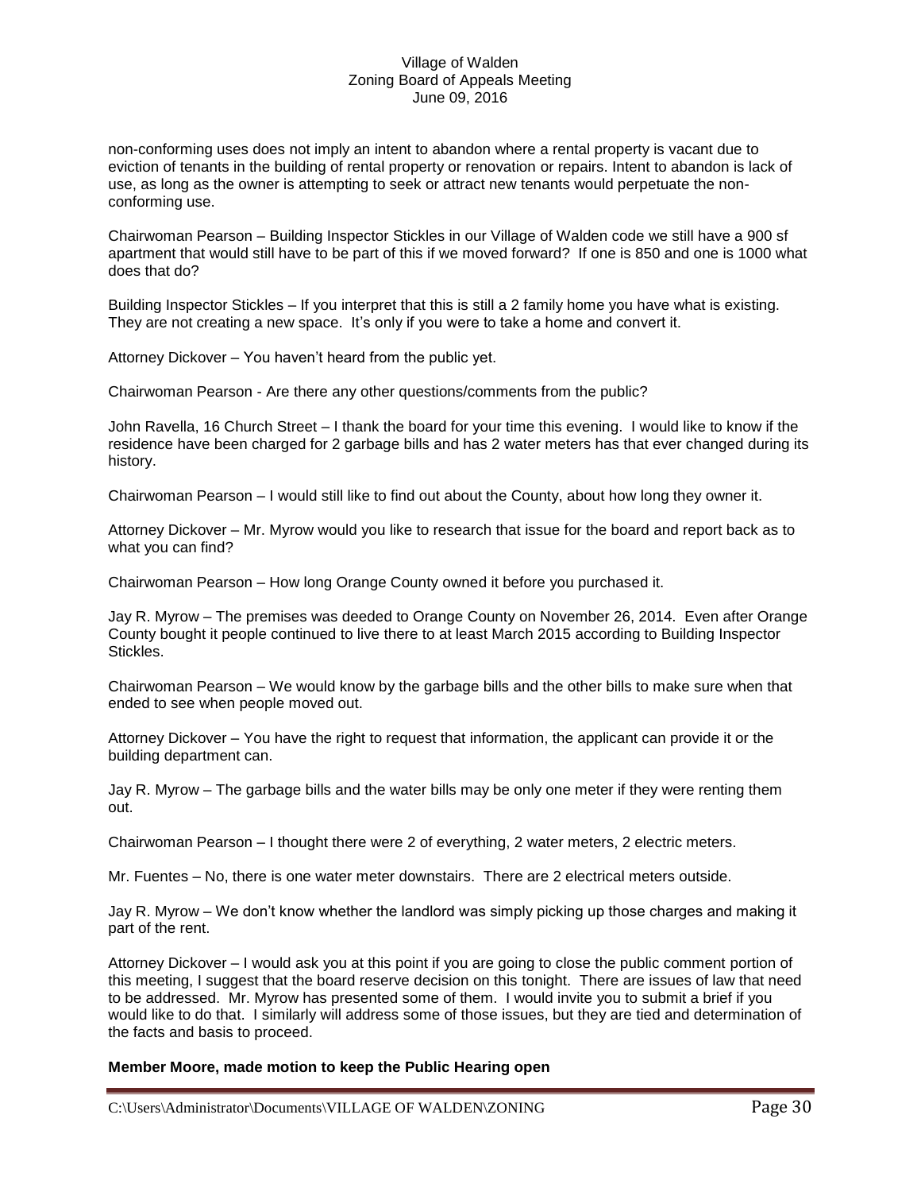non-conforming uses does not imply an intent to abandon where a rental property is vacant due to eviction of tenants in the building of rental property or renovation or repairs. Intent to abandon is lack of use, as long as the owner is attempting to seek or attract new tenants would perpetuate the non-conforming use.

Chairwoman Pearson – Building Inspector Stickles in our Village of Walden code we still have a 900 sf apartment that would still have to be part of this if we moved forward? If one is 850 and one is 1000 what does that do?

Building Inspector Stickles – If you interpret that this is still a 2 family home you have what is existing. They are not creating a new space. It's only if you were to take a home and convert it.

Attorney Dickover – You haven't heard from the public yet.

Chairwoman Pearson - Are there any other questions/comments from the public?

John Ravella, 16 Church Street – I thank the board for your time this evening. I would like to know if the residence have been charged for 2 garbage bills and has 2 water meters has that ever changed during its history.

Chairwoman Pearson – I would still like to find out about the County, about how long they owner it.

Attorney Dickover – Mr. Myrow would you like to research that issue for the board and report back as to what you can find?

Chairwoman Pearson – How long Orange County owned it before you purchased it.

Jay R. Myrow – The premises was deeded to Orange County on November 26, 2014. Even after Orange County bought it people continued to live there to at least March 2015 according to Building Inspector Stickles.

Chairwoman Pearson – We would know by the garbage bills and the other bills to make sure when that ended to see when people moved out.

Attorney Dickover – You have the right to request that information, the applicant can provide it or the building department can.

Jay R. Myrow – The garbage bills and the water bills may be only one meter if they were renting them out.

Chairwoman Pearson – I thought there were 2 of everything, 2 water meters, 2 electric meters.

Mr. Fuentes – No, there is one water meter downstairs. There are 2 electrical meters outside.

Jay R. Myrow – We don't know whether the landlord was simply picking up those charges and making it part of the rent.

Attorney Dickover – I would ask you at this point if you are going to close the public comment portion of this meeting, I suggest that the board reserve decision on this tonight. There are issues of law that need to be addressed. Mr. Myrow has presented some of them. I would invite you to submit a brief if you would like to do that. I similarly will address some of those issues, but they are tied and determination of the facts and basis to proceed.

**Member Moore, made motion to keep the Public Hearing open**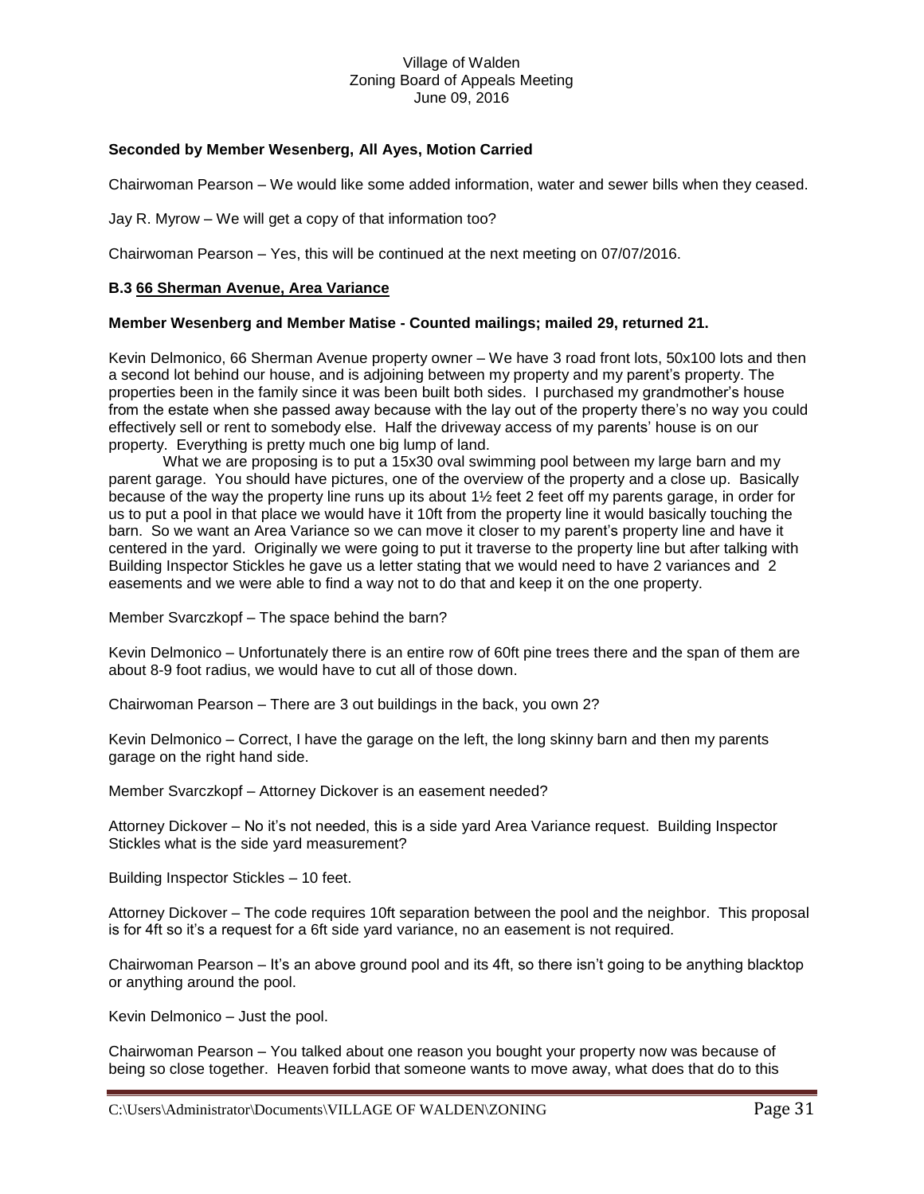**Seconded by Member Wesenberg, All Ayes, Motion Carried**

Chairwoman Pearson – We would like some added information, water and sewer bills when they ceased.

Jay R. Myrow – We will get a copy of that information too?

Chairwoman Pearson – Yes, this will be continued at the next meeting on 07/07/2016.

**B.3 66 Sherman Avenue, Area Variance**

**Member Wesenberg and Member Matise - Counted mailings; mailed 29, returned 21.**

Kevin Delmonico, 66 Sherman Avenue property owner – We have 3 road front lots, 50x100 lots and then a second lot behind our house, and is adjoining between my property and my parent's property. The properties been in the family since it was been built both sides. I purchased my grandmother's house from the estate when she passed away because with the lay out of the property there's no way you could effectively sell or rent to somebody else. Half the driveway access of my parents' house is on our property. Everything is pretty much one big lump of land.

What we are proposing is to put a 15x30 oval swimming pool between my large barn and my parent garage. You should have pictures, one of the overview of the property and a close up. Basically because of the way the property line runs up its about 1½ feet 2 feet off my parents garage, in order for us to put a pool in that place we would have it 10ft from the property line it would basically touching the barn. So we want an Area Variance so we can move it closer to my parent's property line and have it centered in the yard. Originally we were going to put it traverse to the property line but after talking with Building Inspector Stickles he gave us a letter stating that we would need to have 2 variances and 2 easements and we were able to find a way not to do that and keep it on the one property.

Member Svarczkopf – The space behind the barn?

Kevin Delmonico – Unfortunately there is an entire row of 60ft pine trees there and the span of them are about 8-9 foot radius, we would have to cut all of those down.

Chairwoman Pearson – There are 3 out buildings in the back, you own 2?

Kevin Delmonico – Correct, I have the garage on the left, the long skinny barn and then my parents garage on the right hand side.

Member Svarczkopf – Attorney Dickover is an easement needed?

Attorney Dickover – No it's not needed, this is a side yard Area Variance request. Building Inspector Stickles what is the side yard measurement?

Building Inspector Stickles – 10 feet.

Attorney Dickover – The code requires 10ft separation between the pool and the neighbor. This proposal is for 4ft so it's a request for a 6ft side yard variance, no an easement is not required.

Chairwoman Pearson – It's an above ground pool and its 4ft, so there isn't going to be anything blacktop or anything around the pool.

Kevin Delmonico – Just the pool.

Chairwoman Pearson – You talked about one reason you bought your property now was because of being so close together. Heaven forbid that someone wants to move away, what does that do to this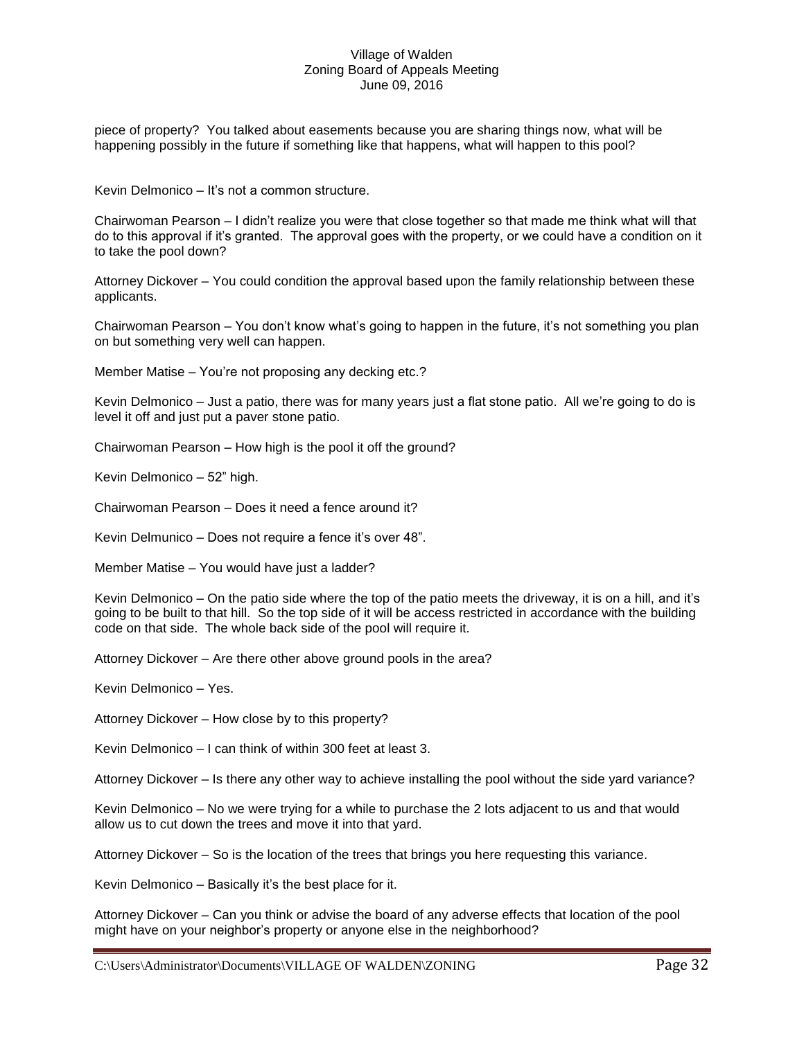piece of property? You talked about easements because you are sharing things now, what will be happening possibly in the future if something like that happens, what will happen to this pool?

Kevin Delmonico – It's not a common structure.

Chairwoman Pearson – I didn't realize you were that close together so that made me think what will that do to this approval if it's granted. The approval goes with the property, or we could have a condition on it to take the pool down?

Attorney Dickover – You could condition the approval based upon the family relationship between these applicants.

Chairwoman Pearson – You don't know what's going to happen in the future, it's not something you plan on but something very well can happen.

Member Matise – You're not proposing any decking etc.?

Kevin Delmonico – Just a patio, there was for many years just a flat stone patio. All we're going to do is level it off and just put a paver stone patio.

Chairwoman Pearson – How high is the pool it off the ground?

Kevin Delmonico – 52" high.

Chairwoman Pearson – Does it need a fence around it?

Kevin Delmunico – Does not require a fence it's over 48".

Member Matise – You would have just a ladder?

Kevin Delmonico – On the patio side where the top of the patio meets the driveway, it is on a hill, and it's going to be built to that hill. So the top side of it will be access restricted in accordance with the building code on that side. The whole back side of the pool will require it.

Attorney Dickover – Are there other above ground pools in the area?

Kevin Delmonico – Yes.

Attorney Dickover – How close by to this property?

Kevin Delmonico – I can think of within 300 feet at least 3.

Attorney Dickover – Is there any other way to achieve installing the pool without the side yard variance?

Kevin Delmonico – No we were trying for a while to purchase the 2 lots adjacent to us and that would allow us to cut down the trees and move it into that yard.

Attorney Dickover – So is the location of the trees that brings you here requesting this variance.

Kevin Delmonico – Basically it's the best place for it.

Attorney Dickover – Can you think or advise the board of any adverse effects that location of the pool might have on your neighbor's property or anyone else in the neighborhood?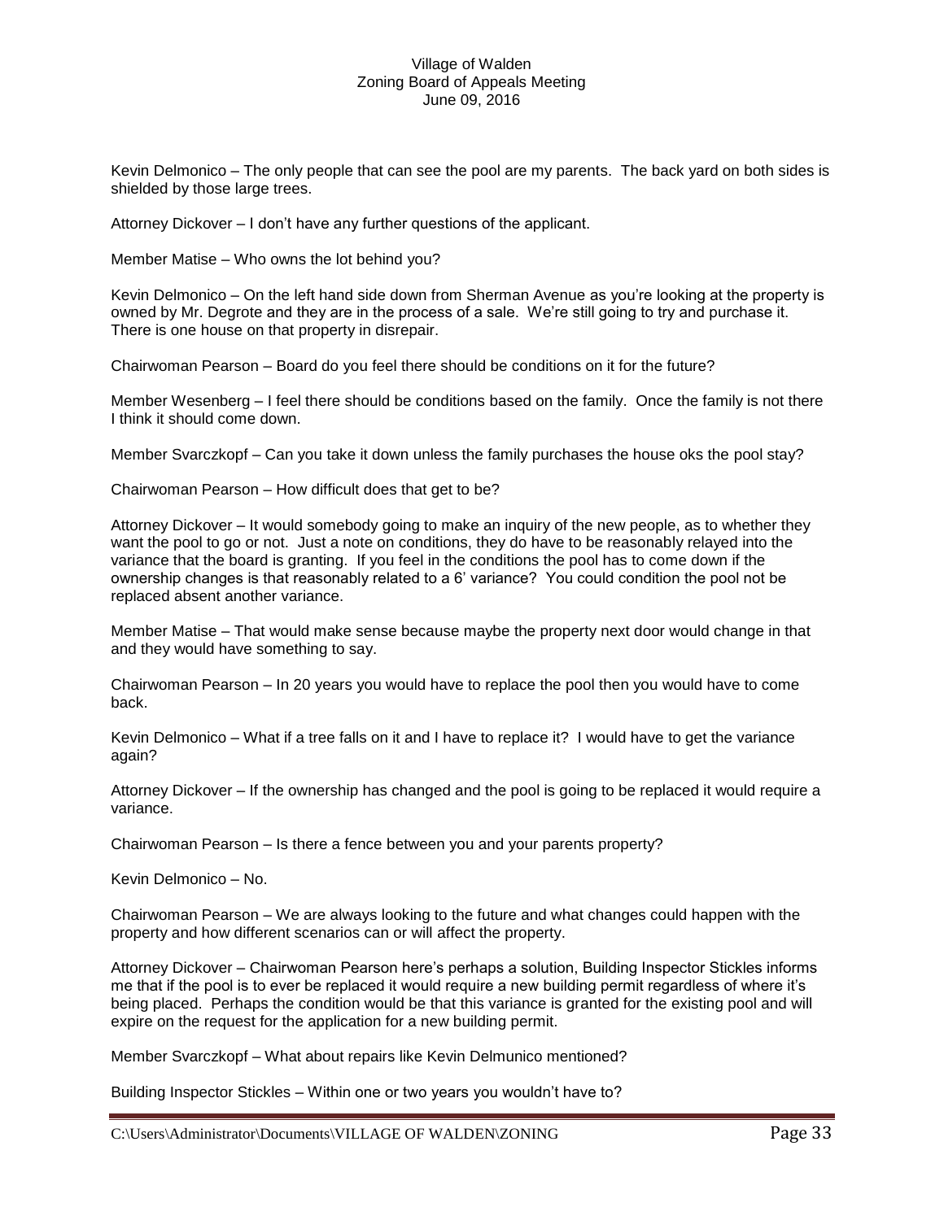Kevin Delmonico – The only people that can see the pool are my parents. The back yard on both sides is shielded by those large trees.

Attorney Dickover – I don't have any further questions of the applicant.

Member Matise – Who owns the lot behind you?

Kevin Delmonico – On the left hand side down from Sherman Avenue as you're looking at the property is owned by Mr. Degrote and they are in the process of a sale. We're still going to try and purchase it. There is one house on that property in disrepair.

Chairwoman Pearson – Board do you feel there should be conditions on it for the future?

Member Wesenberg – I feel there should be conditions based on the family. Once the family is not there I think it should come down.

Member Svarczkopf – Can you take it down unless the family purchases the house oks the pool stay?

Chairwoman Pearson – How difficult does that get to be?

Attorney Dickover – It would somebody going to make an inquiry of the new people, as to whether they want the pool to go or not. Just a note on conditions, they do have to be reasonably relayed into the variance that the board is granting. If you feel in the conditions the pool has to come down if the ownership changes is that reasonably related to a 6' variance? You could condition the pool not be replaced absent another variance.

Member Matise – That would make sense because maybe the property next door would change in that and they would have something to say.

Chairwoman Pearson – In 20 years you would have to replace the pool then you would have to come back.

Kevin Delmonico – What if a tree falls on it and I have to replace it? I would have to get the variance again?

Attorney Dickover – If the ownership has changed and the pool is going to be replaced it would require a variance.

Chairwoman Pearson – Is there a fence between you and your parents property?

Kevin Delmonico – No.

Chairwoman Pearson – We are always looking to the future and what changes could happen with the property and how different scenarios can or will affect the property.

Attorney Dickover – Chairwoman Pearson here's perhaps a solution, Building Inspector Stickles informs me that if the pool is to ever be replaced it would require a new building permit regardless of where it's being placed. Perhaps the condition would be that this variance is granted for the existing pool and will expire on the request for the application for a new building permit.

Member Svarczkopf – What about repairs like Kevin Delmunico mentioned?

Building Inspector Stickles – Within one or two years you wouldn't have to?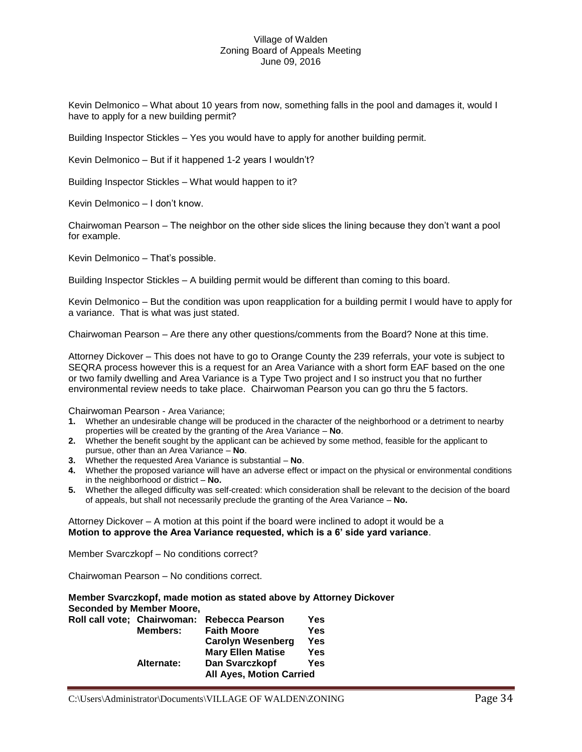Kevin Delmonico – What about 10 years from now, something falls in the pool and damages it, would I have to apply for a new building permit?

Building Inspector Stickles – Yes you would have to apply for another building permit.

Kevin Delmonico – But if it happened 1-2 years I wouldn't?

Building Inspector Stickles – What would happen to it?

Kevin Delmonico – I don't know.

Chairwoman Pearson – The neighbor on the other side slices the lining because they don't want a pool for example.

Kevin Delmonico – That's possible.

Building Inspector Stickles – A building permit would be different than coming to this board.

Kevin Delmonico – But the condition was upon reapplication for a building permit I would have to apply for a variance. That is what was just stated.

Chairwoman Pearson – Are there any other questions/comments from the Board? None at this time.

Attorney Dickover – This does not have to go to Orange County the 239 referrals, your vote is subject to SEQRA process however this is a request for an Area Variance with a short form EAF based on the one or two family dwelling and Area Variance is a Type Two project and I so instruct you that no further environmental review needs to take place. Chairwoman Pearson you can go thru the 5 factors.

Chairwoman Pearson - Area Variance;

1. Whether an undesirable change will be produced in the character of the neighborhood or a detriment to nearby properties will be created by the granting of the Area Variance – **No**.
2. Whether the benefit sought by the applicant can be achieved by some method, feasible for the applicant to pursue, other than an Area Variance – **No**.
3. Whether the requested Area Variance is substantial – **No**.
4. Whether the proposed variance will have an adverse effect or impact on the physical or environmental conditions in the neighborhood or district – **No.**
5. Whether the alleged difficulty was self-created: which consideration shall be relevant to the decision of the board of appeals, but shall not necessarily preclude the granting of the Area Variance – **No.**

Attorney Dickover – A motion at this point if the board were inclined to adopt it would be a **Motion to approve the Area Variance requested, which is a 6' side yard variance**.

Member Svarczkopf – No conditions correct?

Chairwoman Pearson – No conditions correct.

**Member Svarczkopf, made motion as stated above by Attorney Dickover**
**Seconded by Member Moore,**

| **Roll call vote; Chairwoman:** | **Rebecca Pearson** | **Yes** |
|---|---|---|
| **Members:** | **Faith Moore** | **Yes** |
| | **Carolyn Wesenberg** | **Yes** |
| | **Mary Ellen Matise** | **Yes** |
| **Alternate:** | **Dan Svarczkopf** | **Yes** |
| | **All Ayes, Motion Carried** | |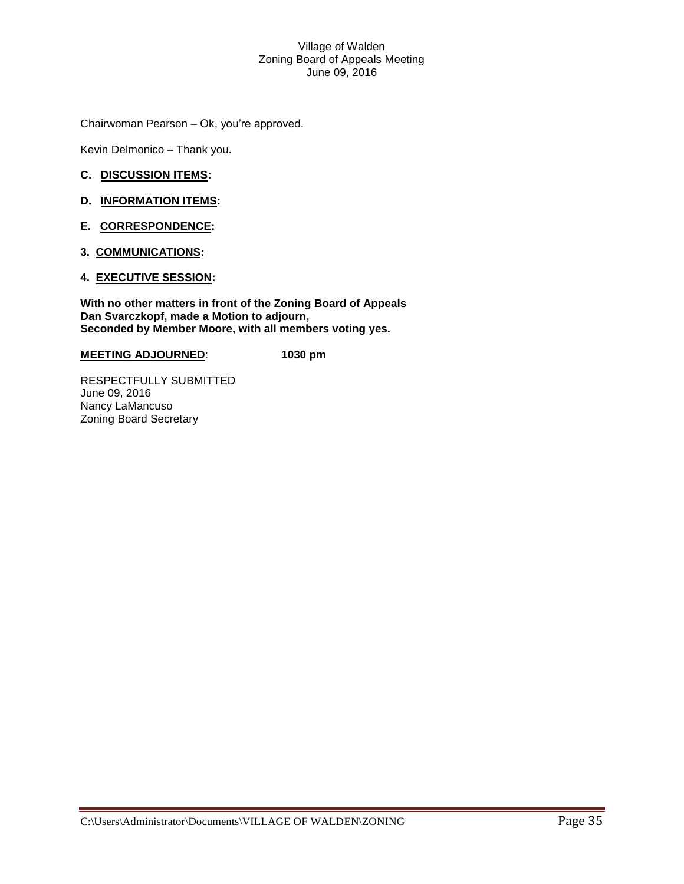Chairwoman Pearson – Ok, you're approved.

Kevin Delmonico – Thank you.

**C. DISCUSSION ITEMS:**

**D. INFORMATION ITEMS:**

**E. CORRESPONDENCE:**

**3. COMMUNICATIONS:**

**4. EXECUTIVE SESSION:**

**With no other matters in front of the Zoning Board of Appeals**
**Dan Svarczkopf, made a Motion to adjourn,**
**Seconded by Member Moore, with all members voting yes.**

**MEETING ADJOURNED**: **1030 pm**

RESPECTFULLY SUBMITTED
June 09, 2016
Nancy LaMancuso
Zoning Board Secretary